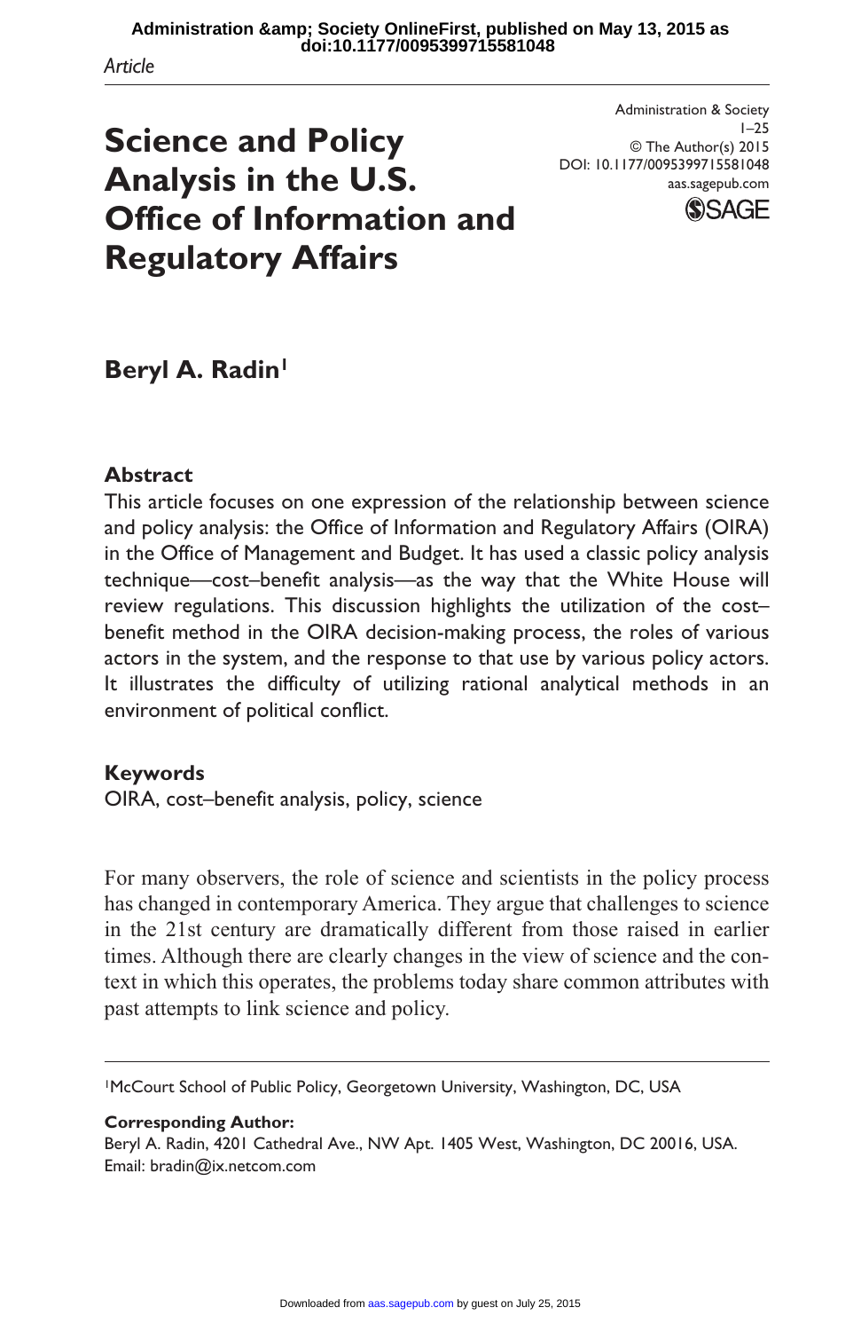*Article*

# Science and Policy Analysis in the U.S. Office of Information and Regulatory Affairs

**Beryl A. Radin**[1]

## Abstract

This article focuses on one expression of the relationship between science and policy analysis: the Office of Information and Regulatory Affairs (OIRA) in the Office of Management and Budget. It has used a classic policy analysis technique—cost–benefit analysis—as the way that the White House will review regulations. This discussion highlights the utilization of the cost–benefit method in the OIRA decision-making process, the roles of various actors in the system, and the response to that use by various policy actors. It illustrates the difficulty of utilizing rational analytical methods in an environment of political conflict.

## Keywords

OIRA, cost–benefit analysis, policy, science

For many observers, the role of science and scientists in the policy process has changed in contemporary America. They argue that challenges to science in the 21st century are dramatically different from those raised in earlier times. Although there are clearly changes in the view of science and the context in which this operates, the problems today share common attributes with past attempts to link science and policy.

---

[1]McCourt School of Public Policy, Georgetown University, Washington, DC, USA

**Corresponding Author:**
Beryl A. Radin, 4201 Cathedral Ave., NW Apt. 1405 West, Washington, DC 20016, USA.
Email: bradin@ix.netcom.com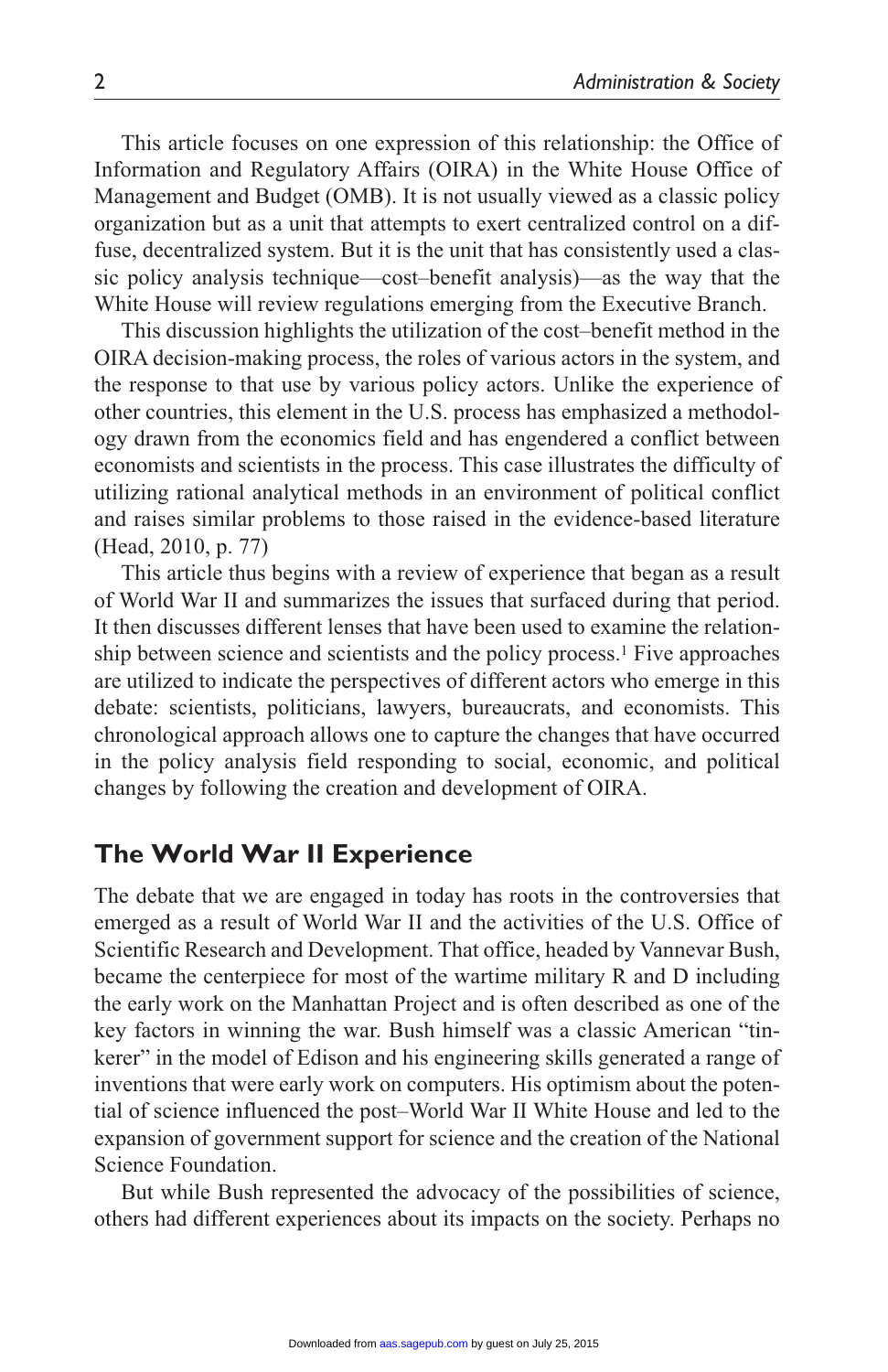This article focuses on one expression of this relationship: the Office of Information and Regulatory Affairs (OIRA) in the White House Office of Management and Budget (OMB). It is not usually viewed as a classic policy organization but as a unit that attempts to exert centralized control on a diffuse, decentralized system. But it is the unit that has consistently used a classic policy analysis technique—cost–benefit analysis)—as the way that the White House will review regulations emerging from the Executive Branch.

This discussion highlights the utilization of the cost–benefit method in the OIRA decision-making process, the roles of various actors in the system, and the response to that use by various policy actors. Unlike the experience of other countries, this element in the U.S. process has emphasized a methodology drawn from the economics field and has engendered a conflict between economists and scientists in the process. This case illustrates the difficulty of utilizing rational analytical methods in an environment of political conflict and raises similar problems to those raised in the evidence-based literature (Head, 2010, p. 77)

This article thus begins with a review of experience that began as a result of World War II and summarizes the issues that surfaced during that period. It then discusses different lenses that have been used to examine the relationship between science and scientists and the policy process.[1] Five approaches are utilized to indicate the perspectives of different actors who emerge in this debate: scientists, politicians, lawyers, bureaucrats, and economists. This chronological approach allows one to capture the changes that have occurred in the policy analysis field responding to social, economic, and political changes by following the creation and development of OIRA.

## The World War II Experience

The debate that we are engaged in today has roots in the controversies that emerged as a result of World War II and the activities of the U.S. Office of Scientific Research and Development. That office, headed by Vannevar Bush, became the centerpiece for most of the wartime military R and D including the early work on the Manhattan Project and is often described as one of the key factors in winning the war. Bush himself was a classic American "tinkerer" in the model of Edison and his engineering skills generated a range of inventions that were early work on computers. His optimism about the potential of science influenced the post–World War II White House and led to the expansion of government support for science and the creation of the National Science Foundation.

But while Bush represented the advocacy of the possibilities of science, others had different experiences about its impacts on the society. Perhaps no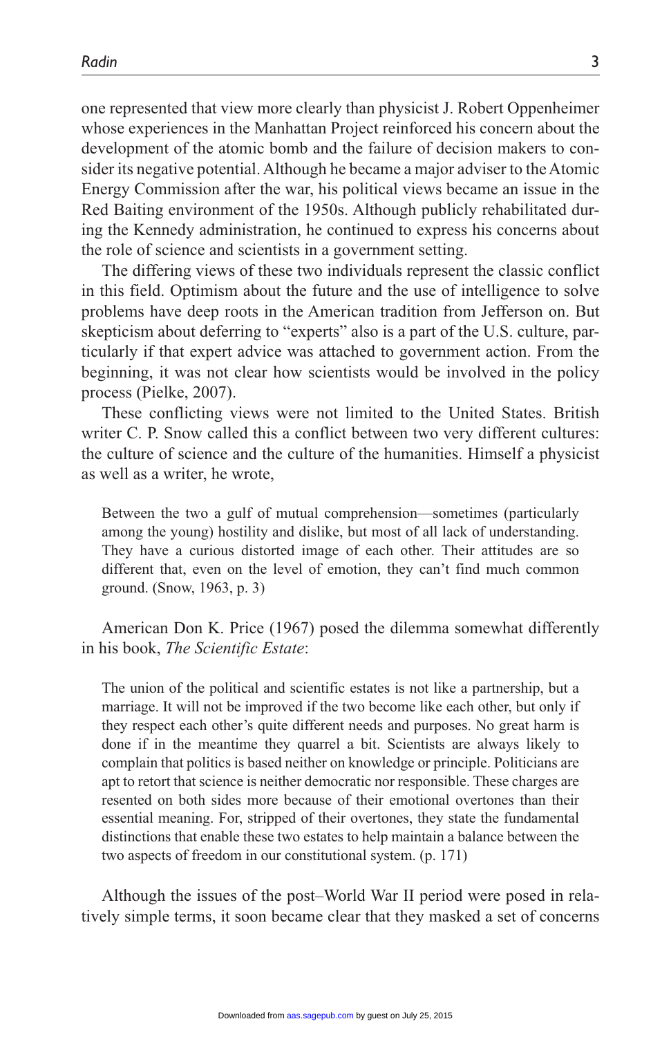one represented that view more clearly than physicist J. Robert Oppenheimer whose experiences in the Manhattan Project reinforced his concern about the development of the atomic bomb and the failure of decision makers to consider its negative potential. Although he became a major adviser to the Atomic Energy Commission after the war, his political views became an issue in the Red Baiting environment of the 1950s. Although publicly rehabilitated during the Kennedy administration, he continued to express his concerns about the role of science and scientists in a government setting.

The differing views of these two individuals represent the classic conflict in this field. Optimism about the future and the use of intelligence to solve problems have deep roots in the American tradition from Jefferson on. But skepticism about deferring to "experts" also is a part of the U.S. culture, particularly if that expert advice was attached to government action. From the beginning, it was not clear how scientists would be involved in the policy process (Pielke, 2007).

These conflicting views were not limited to the United States. British writer C. P. Snow called this a conflict between two very different cultures: the culture of science and the culture of the humanities. Himself a physicist as well as a writer, he wrote,

> Between the two a gulf of mutual comprehension—sometimes (particularly among the young) hostility and dislike, but most of all lack of understanding. They have a curious distorted image of each other. Their attitudes are so different that, even on the level of emotion, they can't find much common ground. (Snow, 1963, p. 3)

American Don K. Price (1967) posed the dilemma somewhat differently in his book, *The Scientific Estate*:

> The union of the political and scientific estates is not like a partnership, but a marriage. It will not be improved if the two become like each other, but only if they respect each other's quite different needs and purposes. No great harm is done if in the meantime they quarrel a bit. Scientists are always likely to complain that politics is based neither on knowledge or principle. Politicians are apt to retort that science is neither democratic nor responsible. These charges are resented on both sides more because of their emotional overtones than their essential meaning. For, stripped of their overtones, they state the fundamental distinctions that enable these two estates to help maintain a balance between the two aspects of freedom in our constitutional system. (p. 171)

Although the issues of the post–World War II period were posed in relatively simple terms, it soon became clear that they masked a set of concerns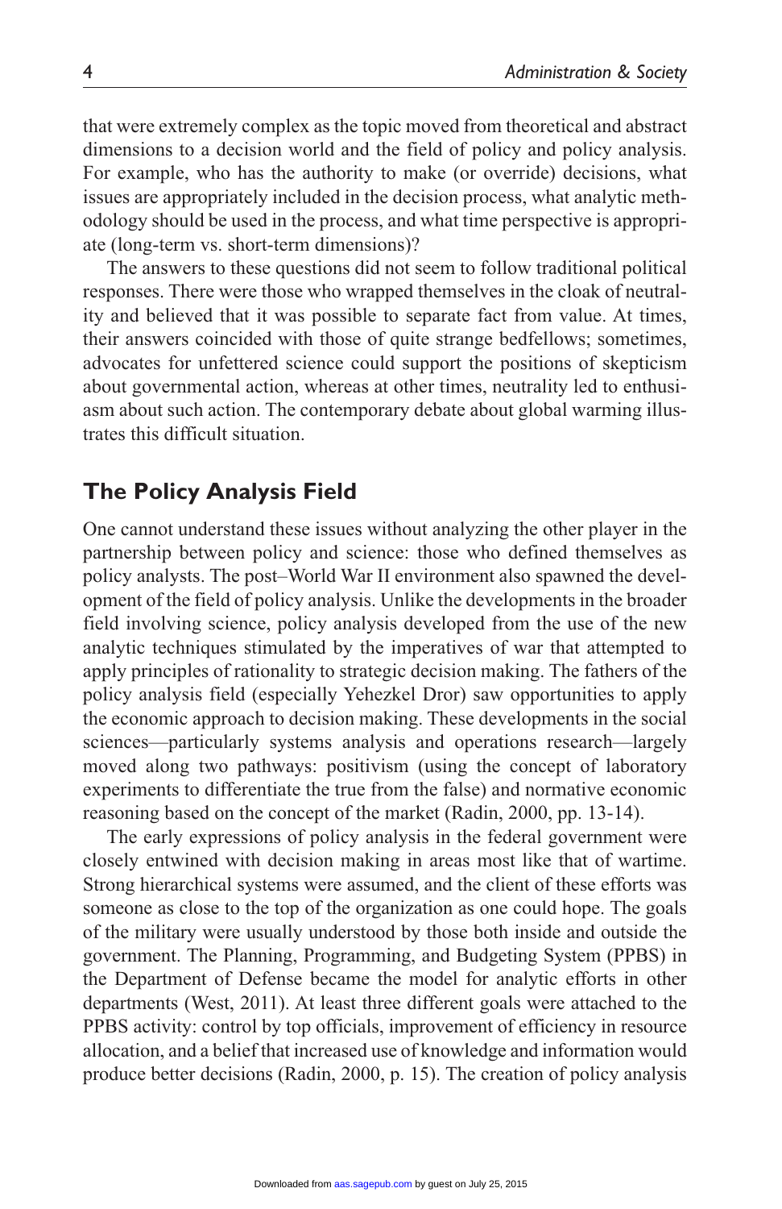that were extremely complex as the topic moved from theoretical and abstract dimensions to a decision world and the field of policy and policy analysis. For example, who has the authority to make (or override) decisions, what issues are appropriately included in the decision process, what analytic methodology should be used in the process, and what time perspective is appropriate (long-term vs. short-term dimensions)?

The answers to these questions did not seem to follow traditional political responses. There were those who wrapped themselves in the cloak of neutrality and believed that it was possible to separate fact from value. At times, their answers coincided with those of quite strange bedfellows; sometimes, advocates for unfettered science could support the positions of skepticism about governmental action, whereas at other times, neutrality led to enthusiasm about such action. The contemporary debate about global warming illustrates this difficult situation.

## The Policy Analysis Field

One cannot understand these issues without analyzing the other player in the partnership between policy and science: those who defined themselves as policy analysts. The post–World War II environment also spawned the development of the field of policy analysis. Unlike the developments in the broader field involving science, policy analysis developed from the use of the new analytic techniques stimulated by the imperatives of war that attempted to apply principles of rationality to strategic decision making. The fathers of the policy analysis field (especially Yehezkel Dror) saw opportunities to apply the economic approach to decision making. These developments in the social sciences—particularly systems analysis and operations research—largely moved along two pathways: positivism (using the concept of laboratory experiments to differentiate the true from the false) and normative economic reasoning based on the concept of the market (Radin, 2000, pp. 13-14).

The early expressions of policy analysis in the federal government were closely entwined with decision making in areas most like that of wartime. Strong hierarchical systems were assumed, and the client of these efforts was someone as close to the top of the organization as one could hope. The goals of the military were usually understood by those both inside and outside the government. The Planning, Programming, and Budgeting System (PPBS) in the Department of Defense became the model for analytic efforts in other departments (West, 2011). At least three different goals were attached to the PPBS activity: control by top officials, improvement of efficiency in resource allocation, and a belief that increased use of knowledge and information would produce better decisions (Radin, 2000, p. 15). The creation of policy analysis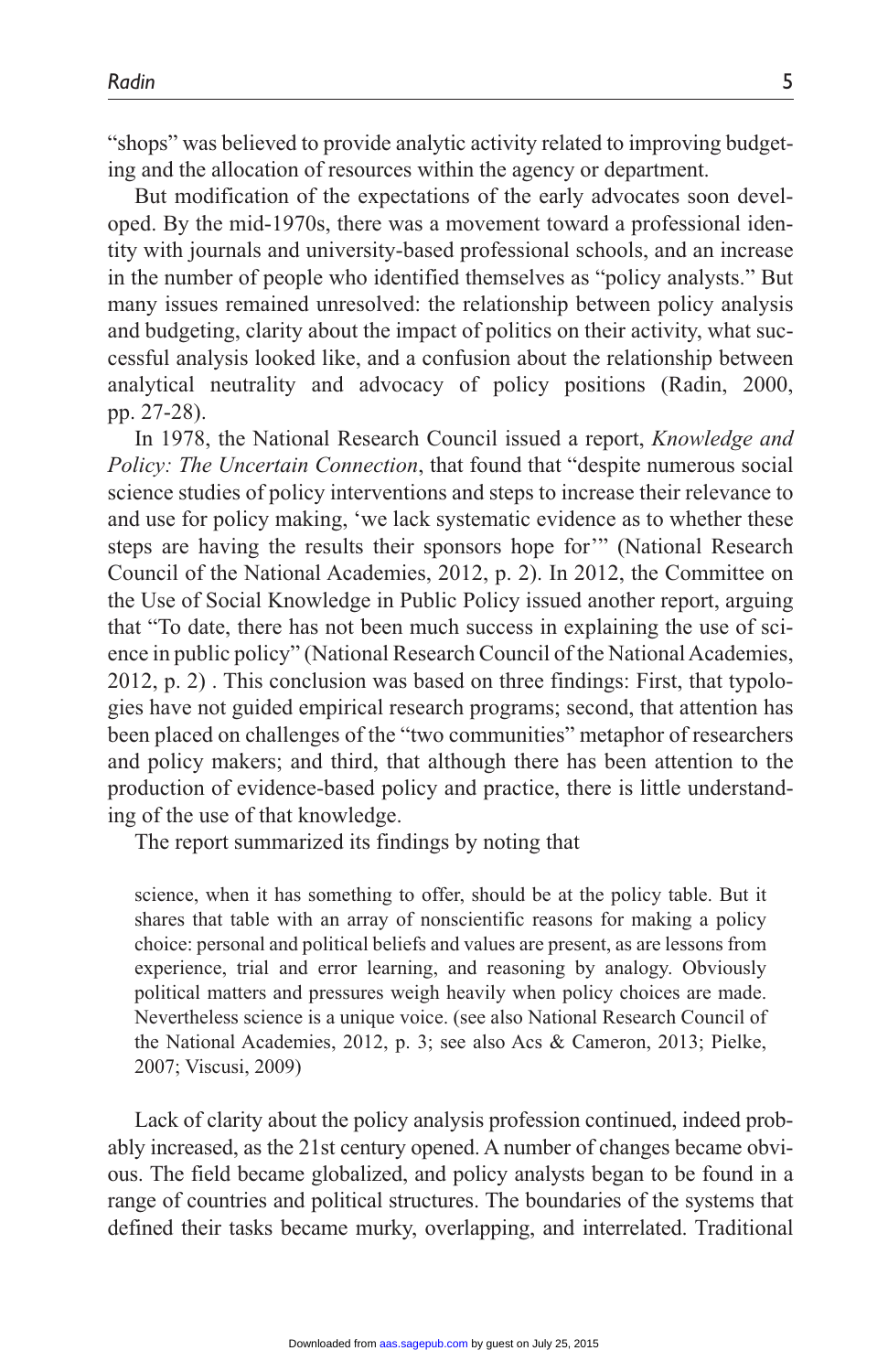"shops" was believed to provide analytic activity related to improving budgeting and the allocation of resources within the agency or department.

But modification of the expectations of the early advocates soon developed. By the mid-1970s, there was a movement toward a professional identity with journals and university-based professional schools, and an increase in the number of people who identified themselves as "policy analysts." But many issues remained unresolved: the relationship between policy analysis and budgeting, clarity about the impact of politics on their activity, what successful analysis looked like, and a confusion about the relationship between analytical neutrality and advocacy of policy positions (Radin, 2000, pp. 27-28).

In 1978, the National Research Council issued a report, *Knowledge and Policy: The Uncertain Connection*, that found that "despite numerous social science studies of policy interventions and steps to increase their relevance to and use for policy making, 'we lack systematic evidence as to whether these steps are having the results their sponsors hope for'" (National Research Council of the National Academies, 2012, p. 2). In 2012, the Committee on the Use of Social Knowledge in Public Policy issued another report, arguing that "To date, there has not been much success in explaining the use of science in public policy" (National Research Council of the National Academies, 2012, p. 2) . This conclusion was based on three findings: First, that typologies have not guided empirical research programs; second, that attention has been placed on challenges of the "two communities" metaphor of researchers and policy makers; and third, that although there has been attention to the production of evidence-based policy and practice, there is little understanding of the use of that knowledge.

The report summarized its findings by noting that

> science, when it has something to offer, should be at the policy table. But it shares that table with an array of nonscientific reasons for making a policy choice: personal and political beliefs and values are present, as are lessons from experience, trial and error learning, and reasoning by analogy. Obviously political matters and pressures weigh heavily when policy choices are made. Nevertheless science is a unique voice. (see also National Research Council of the National Academies, 2012, p. 3; see also Acs & Cameron, 2013; Pielke, 2007; Viscusi, 2009)

Lack of clarity about the policy analysis profession continued, indeed probably increased, as the 21st century opened. A number of changes became obvious. The field became globalized, and policy analysts began to be found in a range of countries and political structures. The boundaries of the systems that defined their tasks became murky, overlapping, and interrelated. Traditional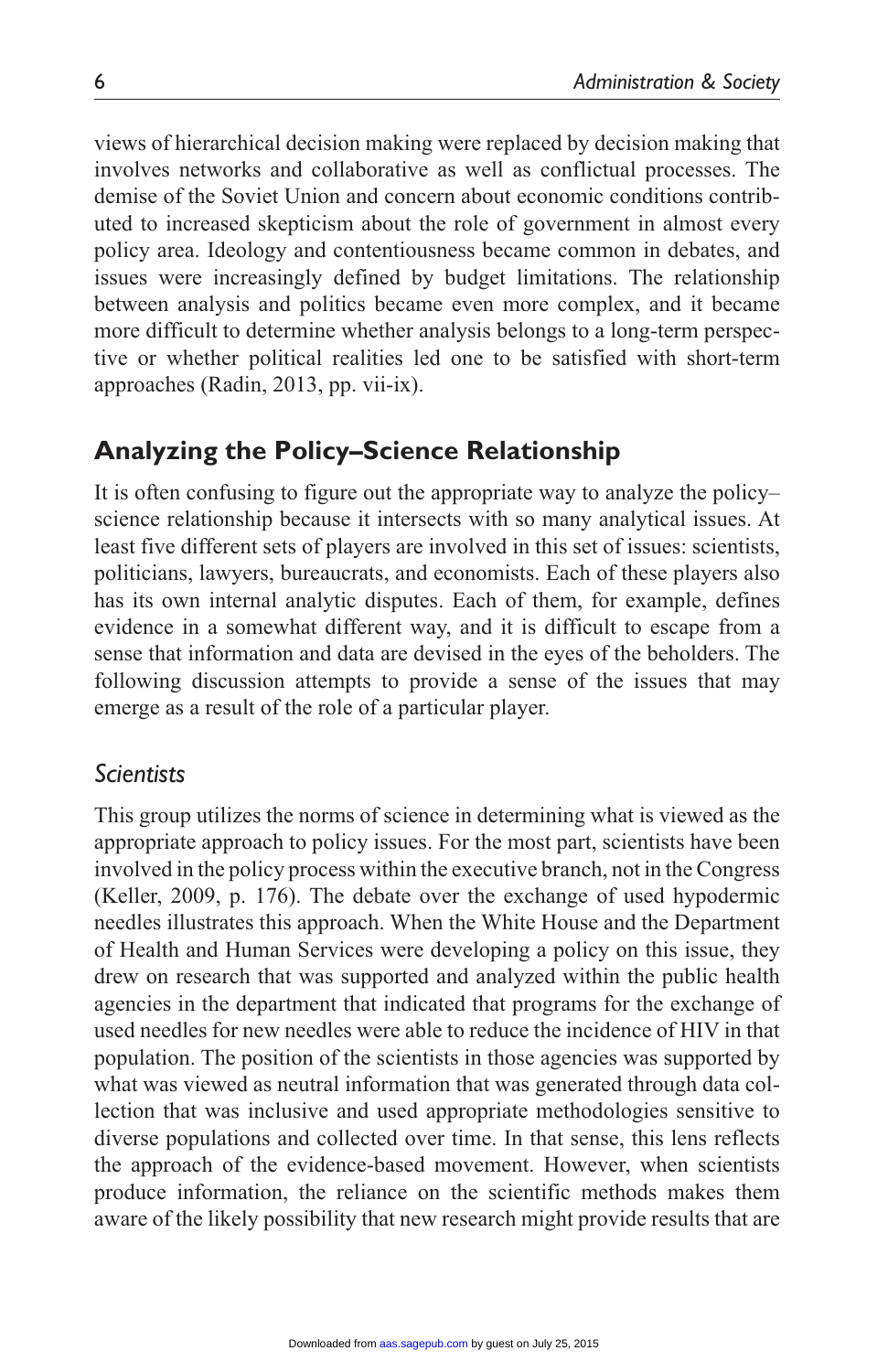views of hierarchical decision making were replaced by decision making that involves networks and collaborative as well as conflictual processes. The demise of the Soviet Union and concern about economic conditions contributed to increased skepticism about the role of government in almost every policy area. Ideology and contentiousness became common in debates, and issues were increasingly defined by budget limitations. The relationship between analysis and politics became even more complex, and it became more difficult to determine whether analysis belongs to a long-term perspective or whether political realities led one to be satisfied with short-term approaches (Radin, 2013, pp. vii-ix).

## Analyzing the Policy–Science Relationship

It is often confusing to figure out the appropriate way to analyze the policy–science relationship because it intersects with so many analytical issues. At least five different sets of players are involved in this set of issues: scientists, politicians, lawyers, bureaucrats, and economists. Each of these players also has its own internal analytic disputes. Each of them, for example, defines evidence in a somewhat different way, and it is difficult to escape from a sense that information and data are devised in the eyes of the beholders. The following discussion attempts to provide a sense of the issues that may emerge as a result of the role of a particular player.

### *Scientists*

This group utilizes the norms of science in determining what is viewed as the appropriate approach to policy issues. For the most part, scientists have been involved in the policy process within the executive branch, not in the Congress (Keller, 2009, p. 176). The debate over the exchange of used hypodermic needles illustrates this approach. When the White House and the Department of Health and Human Services were developing a policy on this issue, they drew on research that was supported and analyzed within the public health agencies in the department that indicated that programs for the exchange of used needles for new needles were able to reduce the incidence of HIV in that population. The position of the scientists in those agencies was supported by what was viewed as neutral information that was generated through data collection that was inclusive and used appropriate methodologies sensitive to diverse populations and collected over time. In that sense, this lens reflects the approach of the evidence-based movement. However, when scientists produce information, the reliance on the scientific methods makes them aware of the likely possibility that new research might provide results that are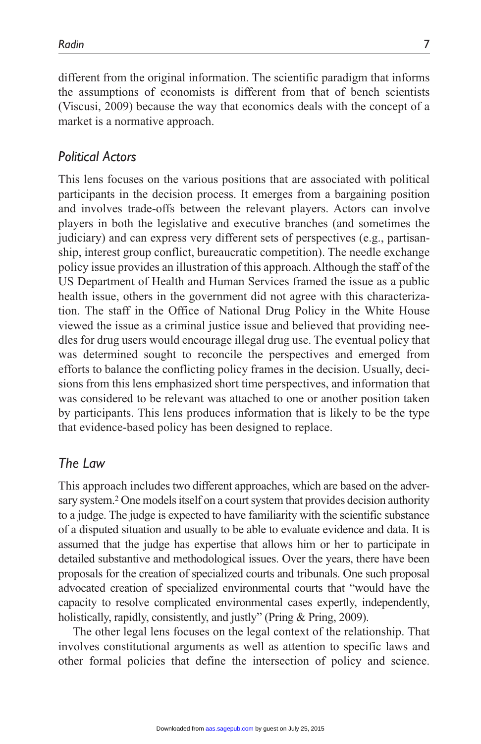different from the original information. The scientific paradigm that informs the assumptions of economists is different from that of bench scientists (Viscusi, 2009) because the way that economics deals with the concept of a market is a normative approach.

## *Political Actors*

This lens focuses on the various positions that are associated with political participants in the decision process. It emerges from a bargaining position and involves trade-offs between the relevant players. Actors can involve players in both the legislative and executive branches (and sometimes the judiciary) and can express very different sets of perspectives (e.g., partisanship, interest group conflict, bureaucratic competition). The needle exchange policy issue provides an illustration of this approach. Although the staff of the US Department of Health and Human Services framed the issue as a public health issue, others in the government did not agree with this characterization. The staff in the Office of National Drug Policy in the White House viewed the issue as a criminal justice issue and believed that providing needles for drug users would encourage illegal drug use. The eventual policy that was determined sought to reconcile the perspectives and emerged from efforts to balance the conflicting policy frames in the decision. Usually, decisions from this lens emphasized short time perspectives, and information that was considered to be relevant was attached to one or another position taken by participants. This lens produces information that is likely to be the type that evidence-based policy has been designed to replace.

## *The Law*

This approach includes two different approaches, which are based on the adversary system.[2] One models itself on a court system that provides decision authority to a judge. The judge is expected to have familiarity with the scientific substance of a disputed situation and usually to be able to evaluate evidence and data. It is assumed that the judge has expertise that allows him or her to participate in detailed substantive and methodological issues. Over the years, there have been proposals for the creation of specialized courts and tribunals. One such proposal advocated creation of specialized environmental courts that "would have the capacity to resolve complicated environmental cases expertly, independently, holistically, rapidly, consistently, and justly" (Pring & Pring, 2009).

The other legal lens focuses on the legal context of the relationship. That involves constitutional arguments as well as attention to specific laws and other formal policies that define the intersection of policy and science.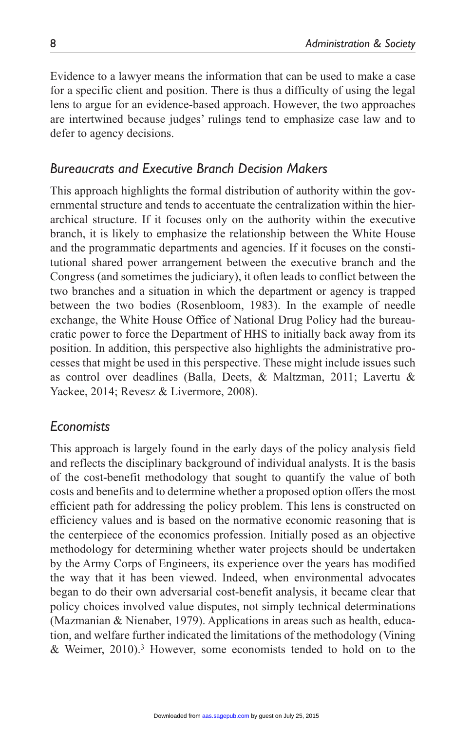Evidence to a lawyer means the information that can be used to make a case for a specific client and position. There is thus a difficulty of using the legal lens to argue for an evidence-based approach. However, the two approaches are intertwined because judges' rulings tend to emphasize case law and to defer to agency decisions.

### *Bureaucrats and Executive Branch Decision Makers*

This approach highlights the formal distribution of authority within the governmental structure and tends to accentuate the centralization within the hierarchical structure. If it focuses only on the authority within the executive branch, it is likely to emphasize the relationship between the White House and the programmatic departments and agencies. If it focuses on the constitutional shared power arrangement between the executive branch and the Congress (and sometimes the judiciary), it often leads to conflict between the two branches and a situation in which the department or agency is trapped between the two bodies (Rosenbloom, 1983). In the example of needle exchange, the White House Office of National Drug Policy had the bureaucratic power to force the Department of HHS to initially back away from its position. In addition, this perspective also highlights the administrative processes that might be used in this perspective. These might include issues such as control over deadlines (Balla, Deets, & Maltzman, 2011; Lavertu & Yackee, 2014; Revesz & Livermore, 2008).

### *Economists*

This approach is largely found in the early days of the policy analysis field and reflects the disciplinary background of individual analysts. It is the basis of the cost-benefit methodology that sought to quantify the value of both costs and benefits and to determine whether a proposed option offers the most efficient path for addressing the policy problem. This lens is constructed on efficiency values and is based on the normative economic reasoning that is the centerpiece of the economics profession. Initially posed as an objective methodology for determining whether water projects should be undertaken by the Army Corps of Engineers, its experience over the years has modified the way that it has been viewed. Indeed, when environmental advocates began to do their own adversarial cost-benefit analysis, it became clear that policy choices involved value disputes, not simply technical determinations (Mazmanian & Nienaber, 1979). Applications in areas such as health, education, and welfare further indicated the limitations of the methodology (Vining & Weimer, 2010).[3] However, some economists tended to hold on to the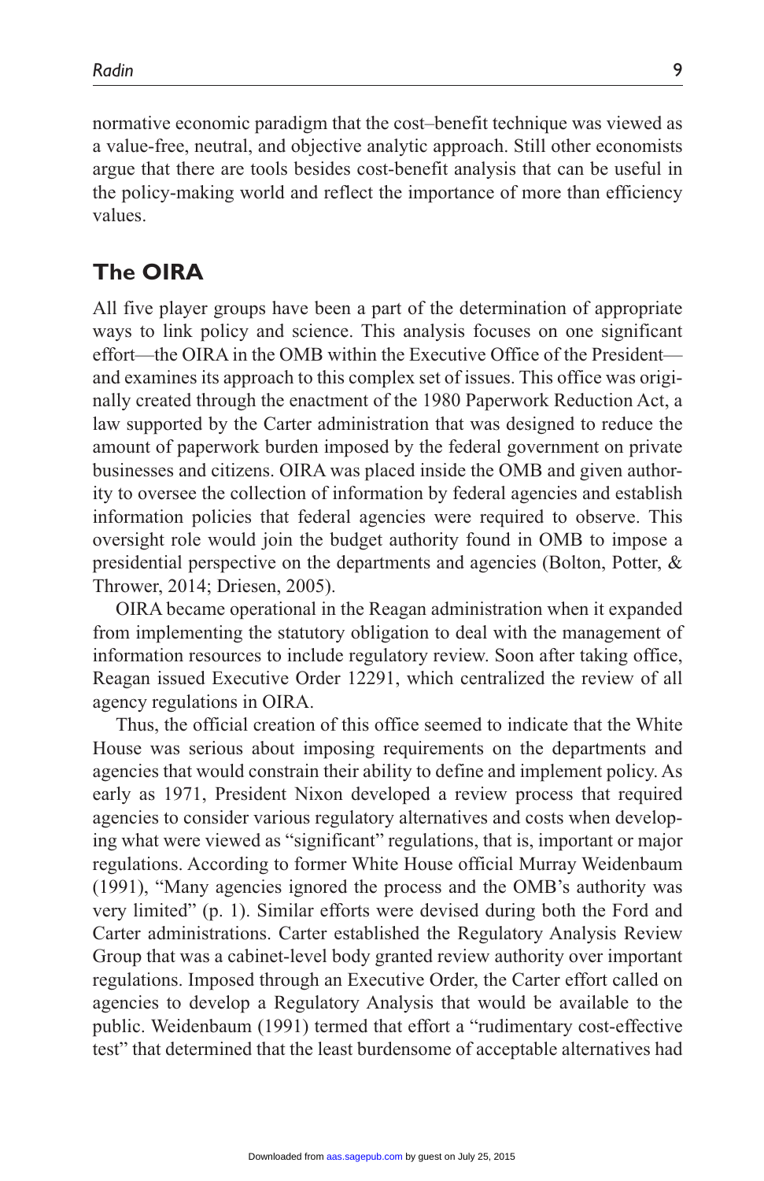normative economic paradigm that the cost–benefit technique was viewed as a value-free, neutral, and objective analytic approach. Still other economists argue that there are tools besides cost-benefit analysis that can be useful in the policy-making world and reflect the importance of more than efficiency values.

## The OIRA

All five player groups have been a part of the determination of appropriate ways to link policy and science. This analysis focuses on one significant effort—the OIRA in the OMB within the Executive Office of the President—and examines its approach to this complex set of issues. This office was originally created through the enactment of the 1980 Paperwork Reduction Act, a law supported by the Carter administration that was designed to reduce the amount of paperwork burden imposed by the federal government on private businesses and citizens. OIRA was placed inside the OMB and given authority to oversee the collection of information by federal agencies and establish information policies that federal agencies were required to observe. This oversight role would join the budget authority found in OMB to impose a presidential perspective on the departments and agencies (Bolton, Potter, & Thrower, 2014; Driesen, 2005).

OIRA became operational in the Reagan administration when it expanded from implementing the statutory obligation to deal with the management of information resources to include regulatory review. Soon after taking office, Reagan issued Executive Order 12291, which centralized the review of all agency regulations in OIRA.

Thus, the official creation of this office seemed to indicate that the White House was serious about imposing requirements on the departments and agencies that would constrain their ability to define and implement policy. As early as 1971, President Nixon developed a review process that required agencies to consider various regulatory alternatives and costs when developing what were viewed as "significant" regulations, that is, important or major regulations. According to former White House official Murray Weidenbaum (1991), "Many agencies ignored the process and the OMB's authority was very limited" (p. 1). Similar efforts were devised during both the Ford and Carter administrations. Carter established the Regulatory Analysis Review Group that was a cabinet-level body granted review authority over important regulations. Imposed through an Executive Order, the Carter effort called on agencies to develop a Regulatory Analysis that would be available to the public. Weidenbaum (1991) termed that effort a "rudimentary cost-effective test" that determined that the least burdensome of acceptable alternatives had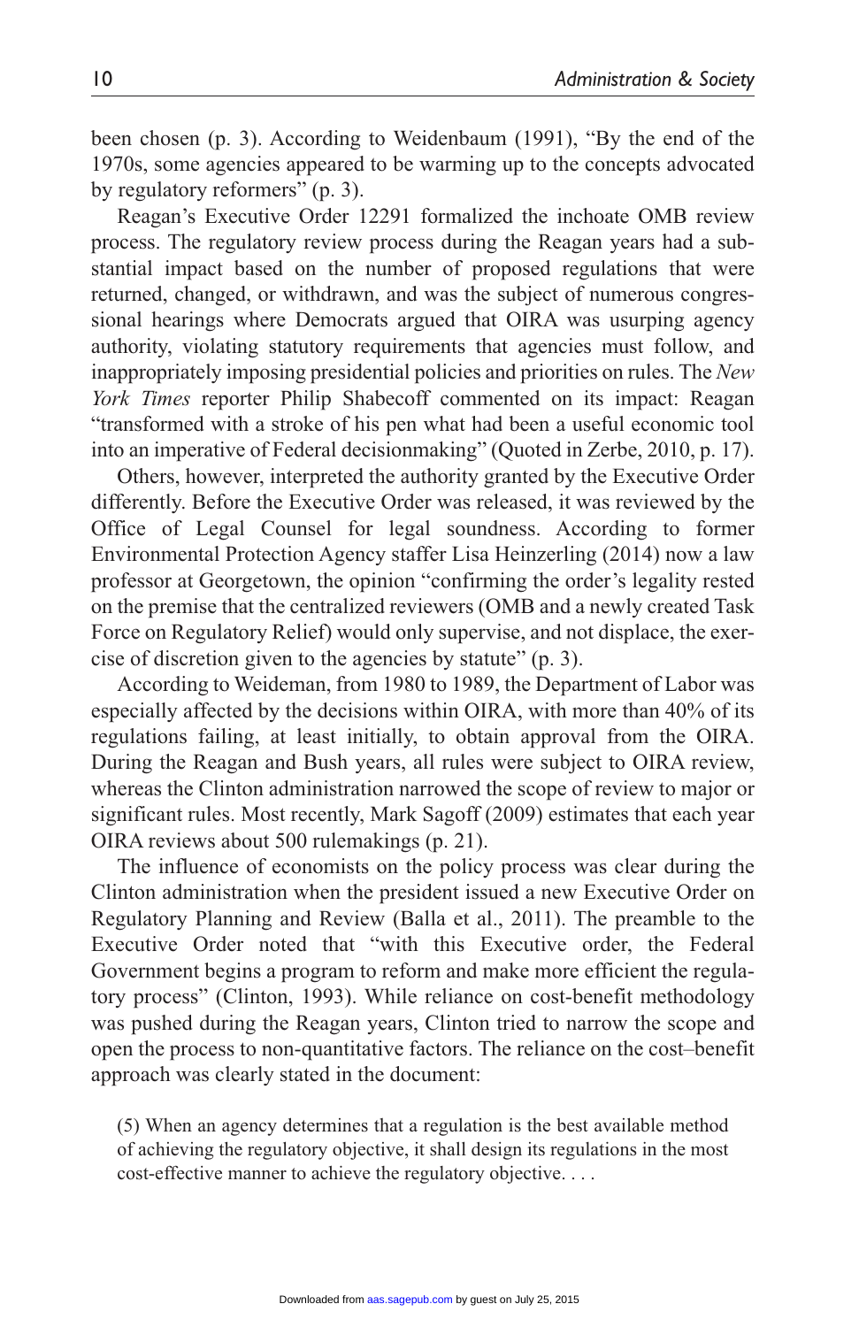been chosen (p. 3). According to Weidenbaum (1991), "By the end of the 1970s, some agencies appeared to be warming up to the concepts advocated by regulatory reformers" (p. 3).

Reagan's Executive Order 12291 formalized the inchoate OMB review process. The regulatory review process during the Reagan years had a substantial impact based on the number of proposed regulations that were returned, changed, or withdrawn, and was the subject of numerous congressional hearings where Democrats argued that OIRA was usurping agency authority, violating statutory requirements that agencies must follow, and inappropriately imposing presidential policies and priorities on rules. The *New York Times* reporter Philip Shabecoff commented on its impact: Reagan "transformed with a stroke of his pen what had been a useful economic tool into an imperative of Federal decisionmaking" (Quoted in Zerbe, 2010, p. 17).

Others, however, interpreted the authority granted by the Executive Order differently. Before the Executive Order was released, it was reviewed by the Office of Legal Counsel for legal soundness. According to former Environmental Protection Agency staffer Lisa Heinzerling (2014) now a law professor at Georgetown, the opinion "confirming the order's legality rested on the premise that the centralized reviewers (OMB and a newly created Task Force on Regulatory Relief) would only supervise, and not displace, the exercise of discretion given to the agencies by statute" (p. 3).

According to Weideman, from 1980 to 1989, the Department of Labor was especially affected by the decisions within OIRA, with more than 40% of its regulations failing, at least initially, to obtain approval from the OIRA. During the Reagan and Bush years, all rules were subject to OIRA review, whereas the Clinton administration narrowed the scope of review to major or significant rules. Most recently, Mark Sagoff (2009) estimates that each year OIRA reviews about 500 rulemakings (p. 21).

The influence of economists on the policy process was clear during the Clinton administration when the president issued a new Executive Order on Regulatory Planning and Review (Balla et al., 2011). The preamble to the Executive Order noted that "with this Executive order, the Federal Government begins a program to reform and make more efficient the regulatory process" (Clinton, 1993). While reliance on cost-benefit methodology was pushed during the Reagan years, Clinton tried to narrow the scope and open the process to non-quantitative factors. The reliance on the cost–benefit approach was clearly stated in the document:

> (5) When an agency determines that a regulation is the best available method of achieving the regulatory objective, it shall design its regulations in the most cost-effective manner to achieve the regulatory objective. . . .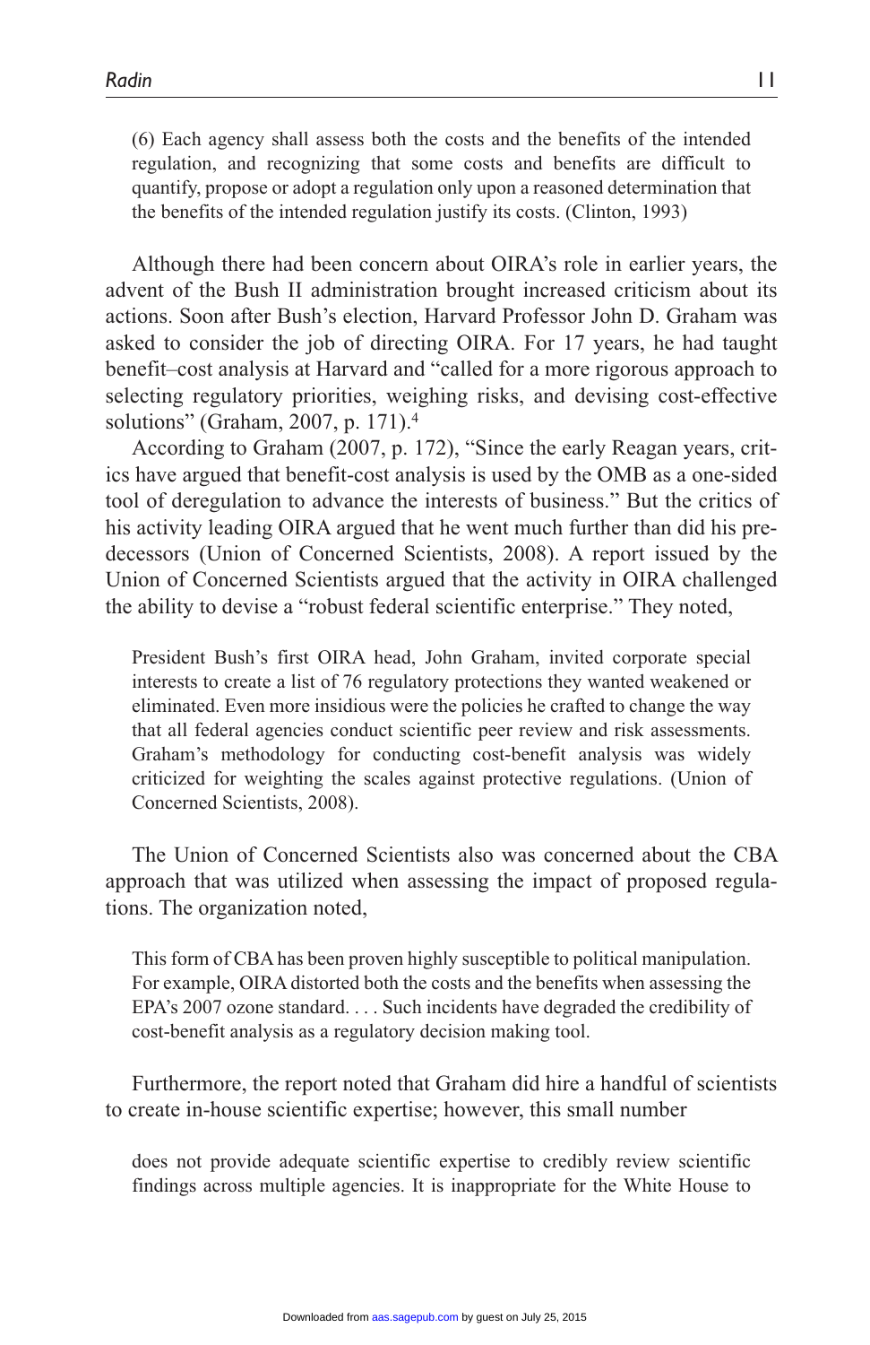> (6) Each agency shall assess both the costs and the benefits of the intended regulation, and recognizing that some costs and benefits are difficult to quantify, propose or adopt a regulation only upon a reasoned determination that the benefits of the intended regulation justify its costs. (Clinton, 1993)

Although there had been concern about OIRA's role in earlier years, the advent of the Bush II administration brought increased criticism about its actions. Soon after Bush's election, Harvard Professor John D. Graham was asked to consider the job of directing OIRA. For 17 years, he had taught benefit–cost analysis at Harvard and "called for a more rigorous approach to selecting regulatory priorities, weighing risks, and devising cost-effective solutions" (Graham, 2007, p. 171).[4]

According to Graham (2007, p. 172), "Since the early Reagan years, critics have argued that benefit-cost analysis is used by the OMB as a one-sided tool of deregulation to advance the interests of business." But the critics of his activity leading OIRA argued that he went much further than did his predecessors (Union of Concerned Scientists, 2008). A report issued by the Union of Concerned Scientists argued that the activity in OIRA challenged the ability to devise a "robust federal scientific enterprise." They noted,

> President Bush's first OIRA head, John Graham, invited corporate special interests to create a list of 76 regulatory protections they wanted weakened or eliminated. Even more insidious were the policies he crafted to change the way that all federal agencies conduct scientific peer review and risk assessments. Graham's methodology for conducting cost-benefit analysis was widely criticized for weighting the scales against protective regulations. (Union of Concerned Scientists, 2008).

The Union of Concerned Scientists also was concerned about the CBA approach that was utilized when assessing the impact of proposed regulations. The organization noted,

> This form of CBA has been proven highly susceptible to political manipulation. For example, OIRA distorted both the costs and the benefits when assessing the EPA's 2007 ozone standard. . . . Such incidents have degraded the credibility of cost-benefit analysis as a regulatory decision making tool.

Furthermore, the report noted that Graham did hire a handful of scientists to create in-house scientific expertise; however, this small number

> does not provide adequate scientific expertise to credibly review scientific findings across multiple agencies. It is inappropriate for the White House to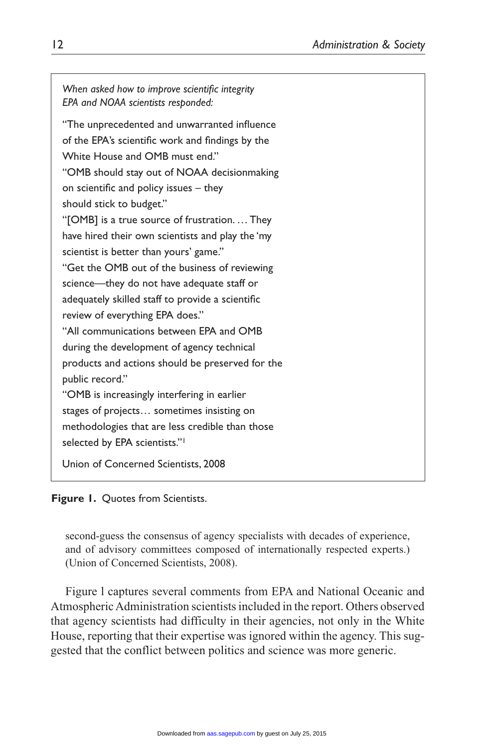*When asked how to improve scientific integrity EPA and NOAA scientists responded:*

"The unprecedented and unwarranted influence of the EPA's scientific work and findings by the White House and OMB must end."

"OMB should stay out of NOAA decisionmaking on scientific and policy issues – they should stick to budget."

"[OMB] is a true source of frustration. … They have hired their own scientists and play the 'my scientist is better than yours' game."

"Get the OMB out of the business of reviewing science—they do not have adequate staff or adequately skilled staff to provide a scientific review of everything EPA does."

"All communications between EPA and OMB during the development of agency technical products and actions should be preserved for the public record."

"OMB is increasingly interfering in earlier stages of projects… sometimes insisting on methodologies that are less credible than those selected by EPA scientists."[1]

Union of Concerned Scientists, 2008

**Figure 1.** Quotes from Scientists.

second-guess the consensus of agency specialists with decades of experience, and of advisory committees composed of internationally respected experts.) (Union of Concerned Scientists, 2008).

Figure 1 captures several comments from EPA and National Oceanic and Atmospheric Administration scientists included in the report. Others observed that agency scientists had difficulty in their agencies, not only in the White House, reporting that their expertise was ignored within the agency. This suggested that the conflict between politics and science was more generic.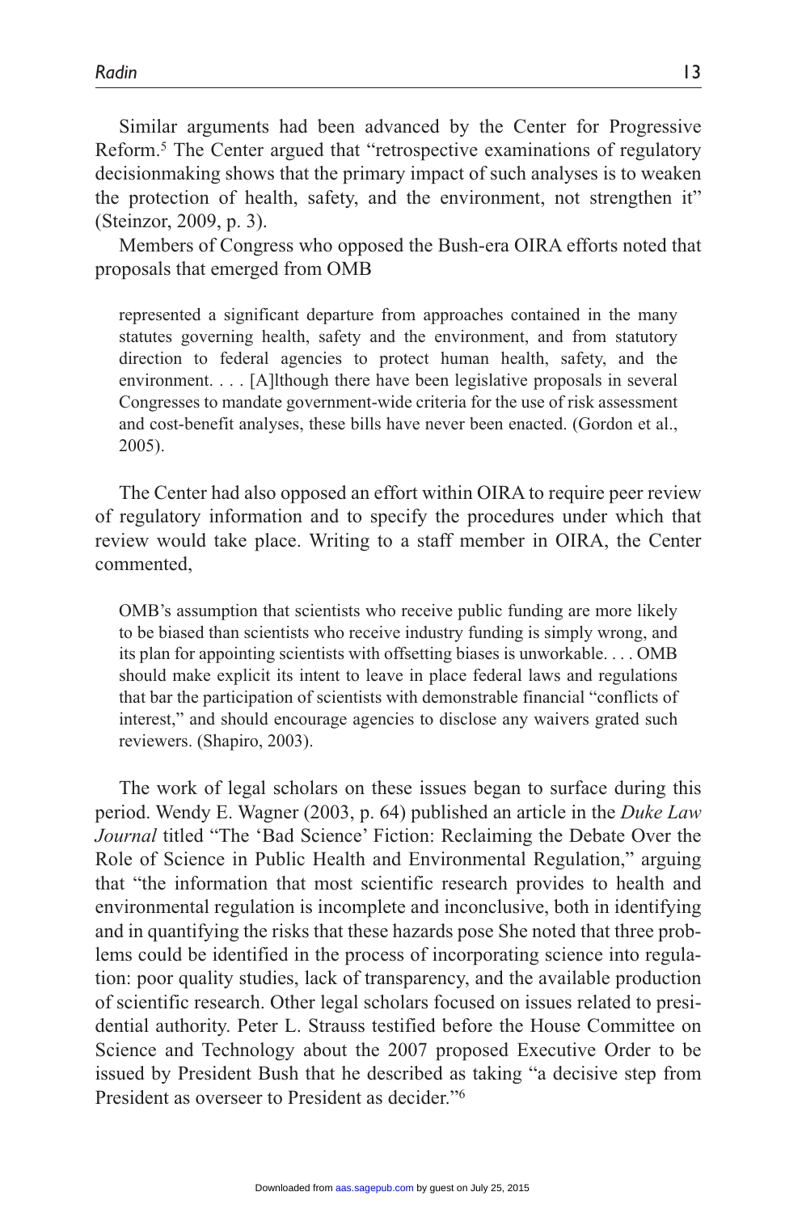Similar arguments had been advanced by the Center for Progressive Reform.[5] The Center argued that "retrospective examinations of regulatory decisionmaking shows that the primary impact of such analyses is to weaken the protection of health, safety, and the environment, not strengthen it" (Steinzor, 2009, p. 3).

Members of Congress who opposed the Bush-era OIRA efforts noted that proposals that emerged from OMB

> represented a significant departure from approaches contained in the many statutes governing health, safety and the environment, and from statutory direction to federal agencies to protect human health, safety, and the environment. . . . [A]lthough there have been legislative proposals in several Congresses to mandate government-wide criteria for the use of risk assessment and cost-benefit analyses, these bills have never been enacted. (Gordon et al., 2005).

The Center had also opposed an effort within OIRA to require peer review of regulatory information and to specify the procedures under which that review would take place. Writing to a staff member in OIRA, the Center commented,

> OMB's assumption that scientists who receive public funding are more likely to be biased than scientists who receive industry funding is simply wrong, and its plan for appointing scientists with offsetting biases is unworkable. . . . OMB should make explicit its intent to leave in place federal laws and regulations that bar the participation of scientists with demonstrable financial "conflicts of interest," and should encourage agencies to disclose any waivers grated such reviewers. (Shapiro, 2003).

The work of legal scholars on these issues began to surface during this period. Wendy E. Wagner (2003, p. 64) published an article in the *Duke Law Journal* titled "The 'Bad Science' Fiction: Reclaiming the Debate Over the Role of Science in Public Health and Environmental Regulation," arguing that "the information that most scientific research provides to health and environmental regulation is incomplete and inconclusive, both in identifying and in quantifying the risks that these hazards pose She noted that three problems could be identified in the process of incorporating science into regulation: poor quality studies, lack of transparency, and the available production of scientific research. Other legal scholars focused on issues related to presidential authority. Peter L. Strauss testified before the House Committee on Science and Technology about the 2007 proposed Executive Order to be issued by President Bush that he described as taking "a decisive step from President as overseer to President as decider."[6]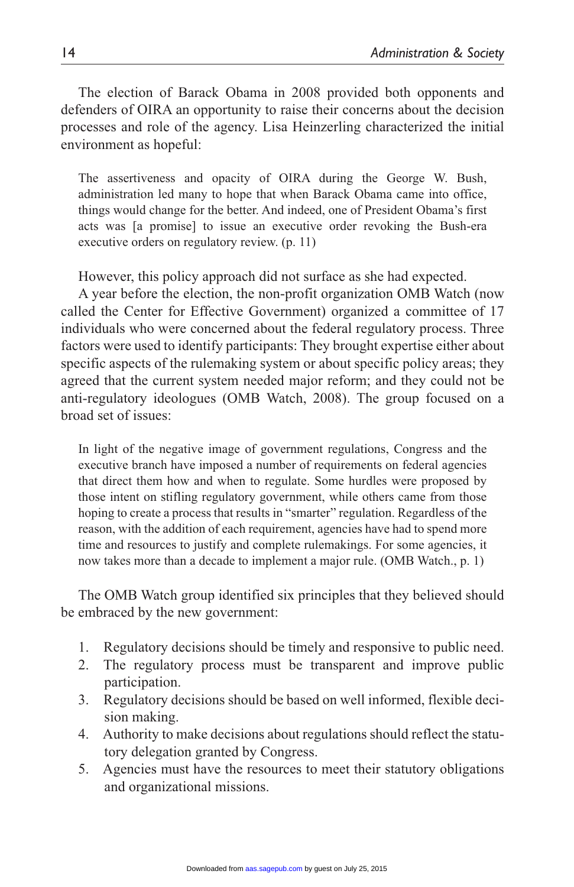The election of Barack Obama in 2008 provided both opponents and defenders of OIRA an opportunity to raise their concerns about the decision processes and role of the agency. Lisa Heinzerling characterized the initial environment as hopeful:

> The assertiveness and opacity of OIRA during the George W. Bush, administration led many to hope that when Barack Obama came into office, things would change for the better. And indeed, one of President Obama's first acts was [a promise] to issue an executive order revoking the Bush-era executive orders on regulatory review. (p. 11)

However, this policy approach did not surface as she had expected.

A year before the election, the non-profit organization OMB Watch (now called the Center for Effective Government) organized a committee of 17 individuals who were concerned about the federal regulatory process. Three factors were used to identify participants: They brought expertise either about specific aspects of the rulemaking system or about specific policy areas; they agreed that the current system needed major reform; and they could not be anti-regulatory ideologues (OMB Watch, 2008). The group focused on a broad set of issues:

> In light of the negative image of government regulations, Congress and the executive branch have imposed a number of requirements on federal agencies that direct them how and when to regulate. Some hurdles were proposed by those intent on stifling regulatory government, while others came from those hoping to create a process that results in "smarter" regulation. Regardless of the reason, with the addition of each requirement, agencies have had to spend more time and resources to justify and complete rulemakings. For some agencies, it now takes more than a decade to implement a major rule. (OMB Watch., p. 1)

The OMB Watch group identified six principles that they believed should be embraced by the new government:

1. Regulatory decisions should be timely and responsive to public need.
2. The regulatory process must be transparent and improve public participation.
3. Regulatory decisions should be based on well informed, flexible decision making.
4. Authority to make decisions about regulations should reflect the statutory delegation granted by Congress.
5. Agencies must have the resources to meet their statutory obligations and organizational missions.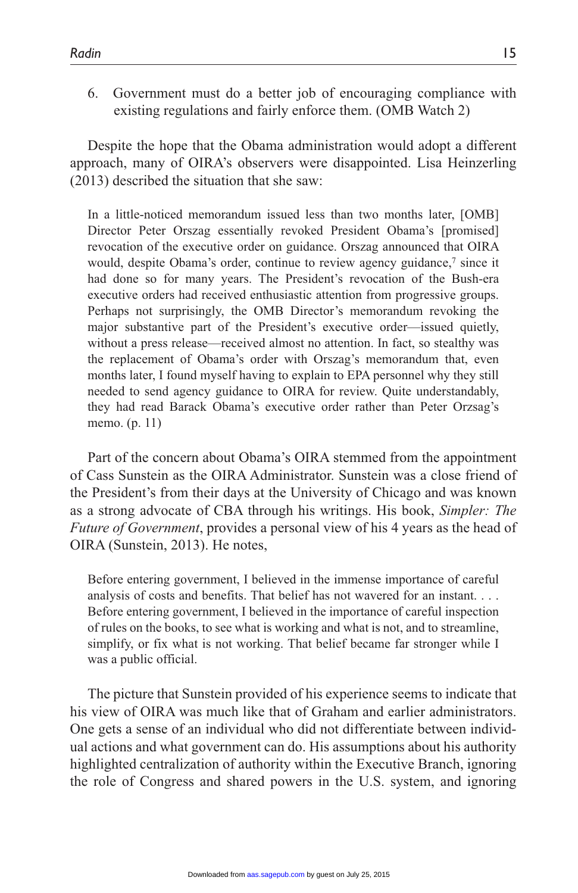6. Government must do a better job of encouraging compliance with existing regulations and fairly enforce them. (OMB Watch 2)

Despite the hope that the Obama administration would adopt a different approach, many of OIRA's observers were disappointed. Lisa Heinzerling (2013) described the situation that she saw:

> In a little-noticed memorandum issued less than two months later, [OMB] Director Peter Orszag essentially revoked President Obama's [promised] revocation of the executive order on guidance. Orszag announced that OIRA would, despite Obama's order, continue to review agency guidance,[7] since it had done so for many years. The President's revocation of the Bush-era executive orders had received enthusiastic attention from progressive groups. Perhaps not surprisingly, the OMB Director's memorandum revoking the major substantive part of the President's executive order—issued quietly, without a press release—received almost no attention. In fact, so stealthy was the replacement of Obama's order with Orszag's memorandum that, even months later, I found myself having to explain to EPA personnel why they still needed to send agency guidance to OIRA for review. Quite understandably, they had read Barack Obama's executive order rather than Peter Orzsag's memo. (p. 11)

Part of the concern about Obama's OIRA stemmed from the appointment of Cass Sunstein as the OIRA Administrator. Sunstein was a close friend of the President's from their days at the University of Chicago and was known as a strong advocate of CBA through his writings. His book, *Simpler: The Future of Government*, provides a personal view of his 4 years as the head of OIRA (Sunstein, 2013). He notes,

> Before entering government, I believed in the immense importance of careful analysis of costs and benefits. That belief has not wavered for an instant. . . . Before entering government, I believed in the importance of careful inspection of rules on the books, to see what is working and what is not, and to streamline, simplify, or fix what is not working. That belief became far stronger while I was a public official.

The picture that Sunstein provided of his experience seems to indicate that his view of OIRA was much like that of Graham and earlier administrators. One gets a sense of an individual who did not differentiate between individual actions and what government can do. His assumptions about his authority highlighted centralization of authority within the Executive Branch, ignoring the role of Congress and shared powers in the U.S. system, and ignoring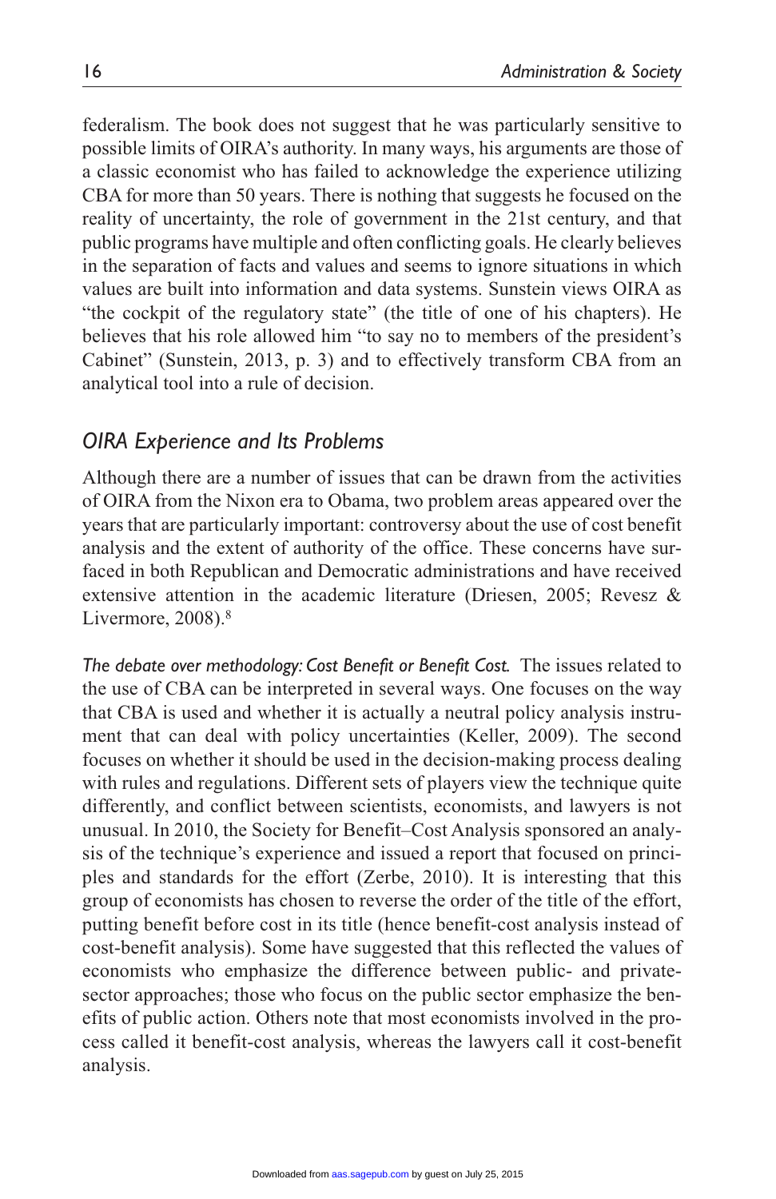federalism. The book does not suggest that he was particularly sensitive to possible limits of OIRA's authority. In many ways, his arguments are those of a classic economist who has failed to acknowledge the experience utilizing CBA for more than 50 years. There is nothing that suggests he focused on the reality of uncertainty, the role of government in the 21st century, and that public programs have multiple and often conflicting goals. He clearly believes in the separation of facts and values and seems to ignore situations in which values are built into information and data systems. Sunstein views OIRA as "the cockpit of the regulatory state" (the title of one of his chapters). He believes that his role allowed him "to say no to members of the president's Cabinet" (Sunstein, 2013, p. 3) and to effectively transform CBA from an analytical tool into a rule of decision.

## *OIRA Experience and Its Problems*

Although there are a number of issues that can be drawn from the activities of OIRA from the Nixon era to Obama, two problem areas appeared over the years that are particularly important: controversy about the use of cost benefit analysis and the extent of authority of the office. These concerns have surfaced in both Republican and Democratic administrations and have received extensive attention in the academic literature (Driesen, 2005; Revesz & Livermore, 2008).[8]

*The debate over methodology: Cost Benefit or Benefit Cost.* The issues related to the use of CBA can be interpreted in several ways. One focuses on the way that CBA is used and whether it is actually a neutral policy analysis instrument that can deal with policy uncertainties (Keller, 2009). The second focuses on whether it should be used in the decision-making process dealing with rules and regulations. Different sets of players view the technique quite differently, and conflict between scientists, economists, and lawyers is not unusual. In 2010, the Society for Benefit–Cost Analysis sponsored an analysis of the technique's experience and issued a report that focused on principles and standards for the effort (Zerbe, 2010). It is interesting that this group of economists has chosen to reverse the order of the title of the effort, putting benefit before cost in its title (hence benefit-cost analysis instead of cost-benefit analysis). Some have suggested that this reflected the values of economists who emphasize the difference between public- and private-sector approaches; those who focus on the public sector emphasize the benefits of public action. Others note that most economists involved in the process called it benefit-cost analysis, whereas the lawyers call it cost-benefit analysis.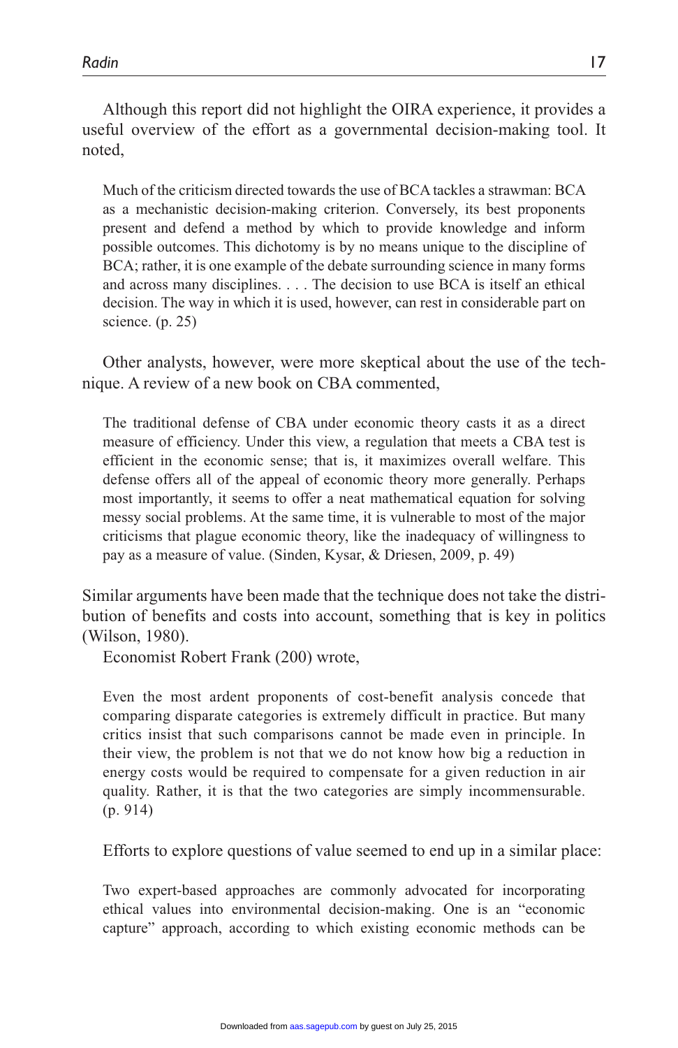Although this report did not highlight the OIRA experience, it provides a useful overview of the effort as a governmental decision-making tool. It noted,

> Much of the criticism directed towards the use of BCA tackles a strawman: BCA as a mechanistic decision-making criterion. Conversely, its best proponents present and defend a method by which to provide knowledge and inform possible outcomes. This dichotomy is by no means unique to the discipline of BCA; rather, it is one example of the debate surrounding science in many forms and across many disciplines. . . . The decision to use BCA is itself an ethical decision. The way in which it is used, however, can rest in considerable part on science. (p. 25)

Other analysts, however, were more skeptical about the use of the technique. A review of a new book on CBA commented,

> The traditional defense of CBA under economic theory casts it as a direct measure of efficiency. Under this view, a regulation that meets a CBA test is efficient in the economic sense; that is, it maximizes overall welfare. This defense offers all of the appeal of economic theory more generally. Perhaps most importantly, it seems to offer a neat mathematical equation for solving messy social problems. At the same time, it is vulnerable to most of the major criticisms that plague economic theory, like the inadequacy of willingness to pay as a measure of value. (Sinden, Kysar, & Driesen, 2009, p. 49)

Similar arguments have been made that the technique does not take the distribution of benefits and costs into account, something that is key in politics (Wilson, 1980).

Economist Robert Frank (200) wrote,

> Even the most ardent proponents of cost-benefit analysis concede that comparing disparate categories is extremely difficult in practice. But many critics insist that such comparisons cannot be made even in principle. In their view, the problem is not that we do not know how big a reduction in energy costs would be required to compensate for a given reduction in air quality. Rather, it is that the two categories are simply incommensurable. (p. 914)

Efforts to explore questions of value seemed to end up in a similar place:

> Two expert-based approaches are commonly advocated for incorporating ethical values into environmental decision-making. One is an "economic capture" approach, according to which existing economic methods can be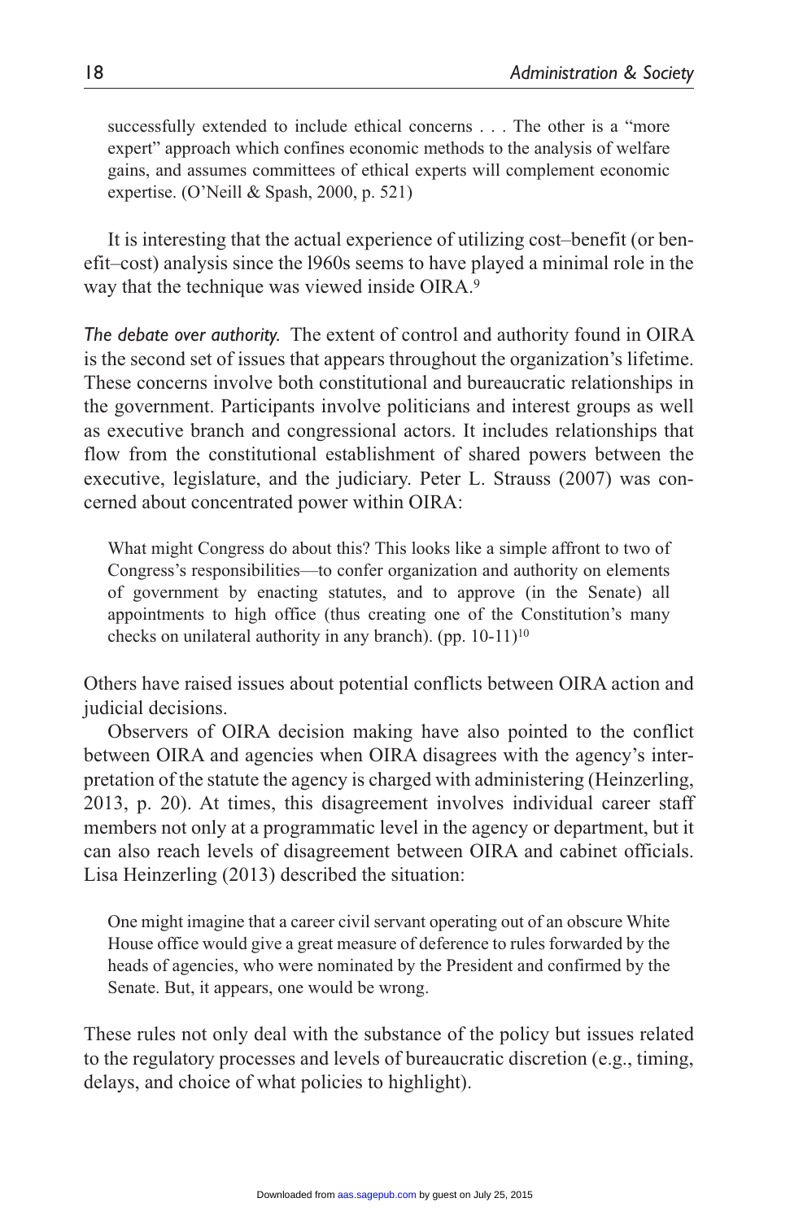> successfully extended to include ethical concerns . . . The other is a "more expert" approach which confines economic methods to the analysis of welfare gains, and assumes committees of ethical experts will complement economic expertise. (O'Neill & Spash, 2000, p. 521)

It is interesting that the actual experience of utilizing cost–benefit (or benefit–cost) analysis since the 1960s seems to have played a minimal role in the way that the technique was viewed inside OIRA.[9]

*The debate over authority.* The extent of control and authority found in OIRA is the second set of issues that appears throughout the organization's lifetime. These concerns involve both constitutional and bureaucratic relationships in the government. Participants involve politicians and interest groups as well as executive branch and congressional actors. It includes relationships that flow from the constitutional establishment of shared powers between the executive, legislature, and the judiciary. Peter L. Strauss (2007) was concerned about concentrated power within OIRA:

> What might Congress do about this? This looks like a simple affront to two of Congress's responsibilities—to confer organization and authority on elements of government by enacting statutes, and to approve (in the Senate) all appointments to high office (thus creating one of the Constitution's many checks on unilateral authority in any branch). (pp. 10-11)[10]

Others have raised issues about potential conflicts between OIRA action and judicial decisions.

Observers of OIRA decision making have also pointed to the conflict between OIRA and agencies when OIRA disagrees with the agency's interpretation of the statute the agency is charged with administering (Heinzerling, 2013, p. 20). At times, this disagreement involves individual career staff members not only at a programmatic level in the agency or department, but it can also reach levels of disagreement between OIRA and cabinet officials. Lisa Heinzerling (2013) described the situation:

> One might imagine that a career civil servant operating out of an obscure White House office would give a great measure of deference to rules forwarded by the heads of agencies, who were nominated by the President and confirmed by the Senate. But, it appears, one would be wrong.

These rules not only deal with the substance of the policy but issues related to the regulatory processes and levels of bureaucratic discretion (e.g., timing, delays, and choice of what policies to highlight).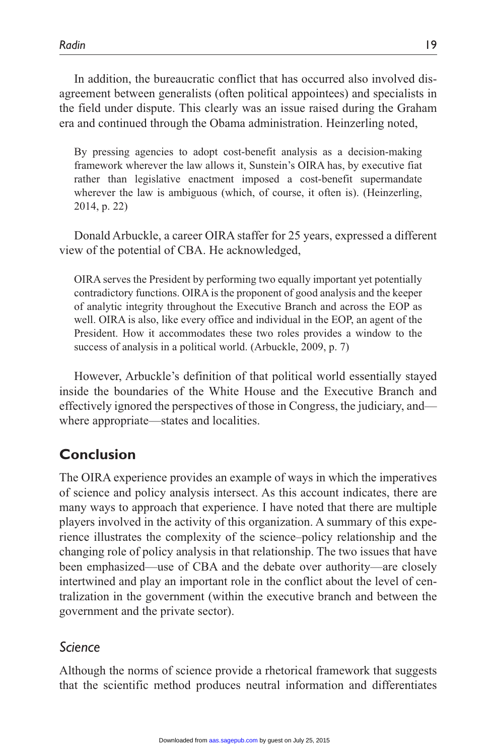In addition, the bureaucratic conflict that has occurred also involved disagreement between generalists (often political appointees) and specialists in the field under dispute. This clearly was an issue raised during the Graham era and continued through the Obama administration. Heinzerling noted,

> By pressing agencies to adopt cost-benefit analysis as a decision-making framework wherever the law allows it, Sunstein's OIRA has, by executive fiat rather than legislative enactment imposed a cost-benefit supermandate wherever the law is ambiguous (which, of course, it often is). (Heinzerling, 2014, p. 22)

Donald Arbuckle, a career OIRA staffer for 25 years, expressed a different view of the potential of CBA. He acknowledged,

> OIRA serves the President by performing two equally important yet potentially contradictory functions. OIRA is the proponent of good analysis and the keeper of analytic integrity throughout the Executive Branch and across the EOP as well. OIRA is also, like every office and individual in the EOP, an agent of the President. How it accommodates these two roles provides a window to the success of analysis in a political world. (Arbuckle, 2009, p. 7)

However, Arbuckle's definition of that political world essentially stayed inside the boundaries of the White House and the Executive Branch and effectively ignored the perspectives of those in Congress, the judiciary, and—where appropriate—states and localities.

## Conclusion

The OIRA experience provides an example of ways in which the imperatives of science and policy analysis intersect. As this account indicates, there are many ways to approach that experience. I have noted that there are multiple players involved in the activity of this organization. A summary of this experience illustrates the complexity of the science–policy relationship and the changing role of policy analysis in that relationship. The two issues that have been emphasized—use of CBA and the debate over authority—are closely intertwined and play an important role in the conflict about the level of centralization in the government (within the executive branch and between the government and the private sector).

### *Science*

Although the norms of science provide a rhetorical framework that suggests that the scientific method produces neutral information and differentiates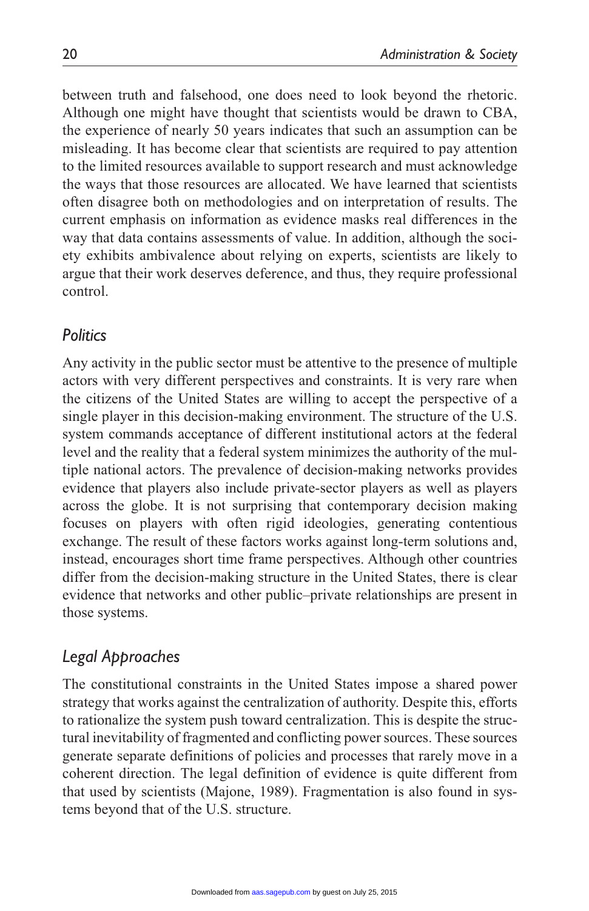between truth and falsehood, one does need to look beyond the rhetoric. Although one might have thought that scientists would be drawn to CBA, the experience of nearly 50 years indicates that such an assumption can be misleading. It has become clear that scientists are required to pay attention to the limited resources available to support research and must acknowledge the ways that those resources are allocated. We have learned that scientists often disagree both on methodologies and on interpretation of results. The current emphasis on information as evidence masks real differences in the way that data contains assessments of value. In addition, although the society exhibits ambivalence about relying on experts, scientists are likely to argue that their work deserves deference, and thus, they require professional control.

### *Politics*

Any activity in the public sector must be attentive to the presence of multiple actors with very different perspectives and constraints. It is very rare when the citizens of the United States are willing to accept the perspective of a single player in this decision-making environment. The structure of the U.S. system commands acceptance of different institutional actors at the federal level and the reality that a federal system minimizes the authority of the multiple national actors. The prevalence of decision-making networks provides evidence that players also include private-sector players as well as players across the globe. It is not surprising that contemporary decision making focuses on players with often rigid ideologies, generating contentious exchange. The result of these factors works against long-term solutions and, instead, encourages short time frame perspectives. Although other countries differ from the decision-making structure in the United States, there is clear evidence that networks and other public–private relationships are present in those systems.

### *Legal Approaches*

The constitutional constraints in the United States impose a shared power strategy that works against the centralization of authority. Despite this, efforts to rationalize the system push toward centralization. This is despite the structural inevitability of fragmented and conflicting power sources. These sources generate separate definitions of policies and processes that rarely move in a coherent direction. The legal definition of evidence is quite different from that used by scientists (Majone, 1989). Fragmentation is also found in systems beyond that of the U.S. structure.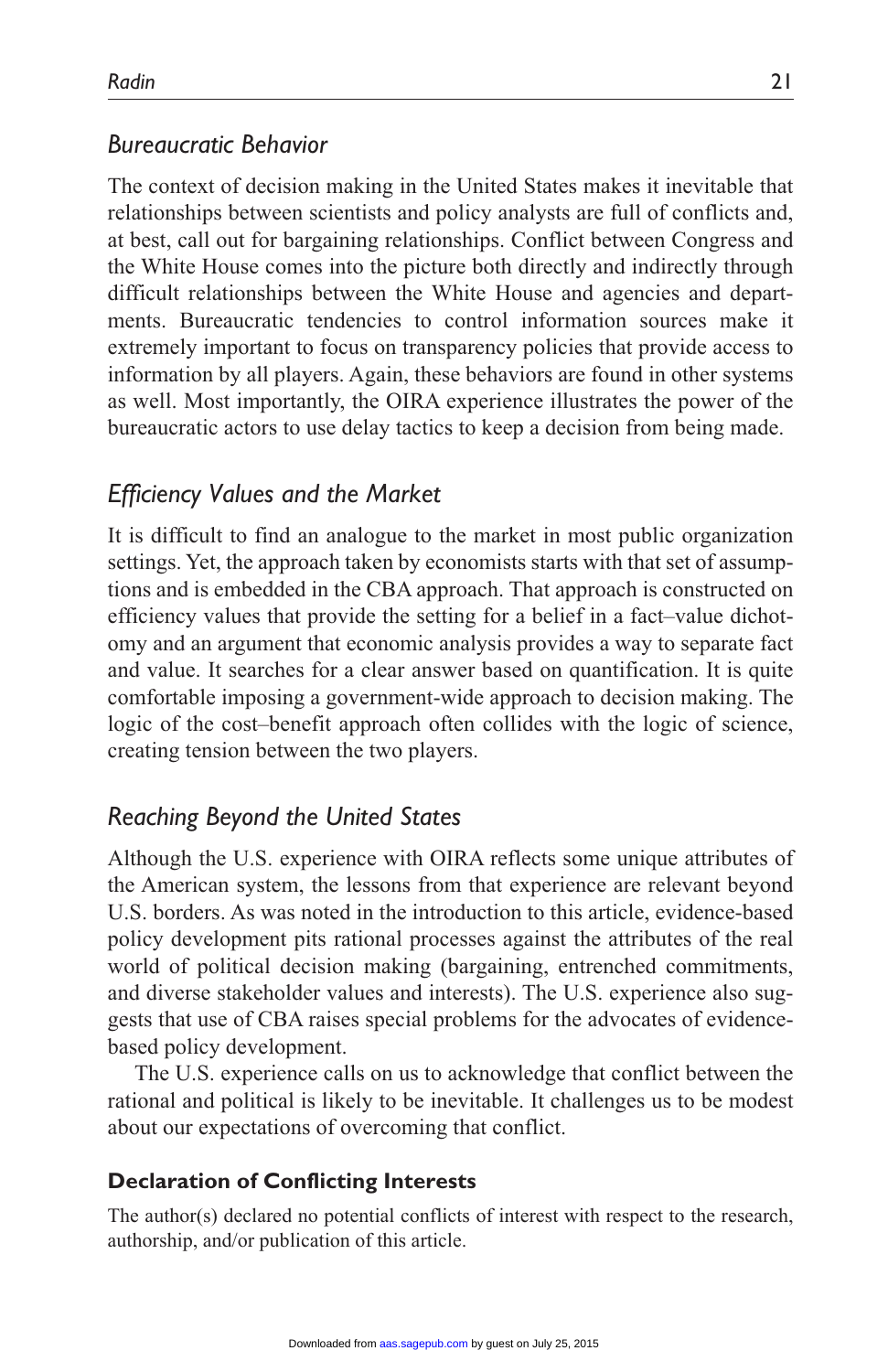### *Bureaucratic Behavior*

The context of decision making in the United States makes it inevitable that relationships between scientists and policy analysts are full of conflicts and, at best, call out for bargaining relationships. Conflict between Congress and the White House comes into the picture both directly and indirectly through difficult relationships between the White House and agencies and departments. Bureaucratic tendencies to control information sources make it extremely important to focus on transparency policies that provide access to information by all players. Again, these behaviors are found in other systems as well. Most importantly, the OIRA experience illustrates the power of the bureaucratic actors to use delay tactics to keep a decision from being made.

### *Efficiency Values and the Market*

It is difficult to find an analogue to the market in most public organization settings. Yet, the approach taken by economists starts with that set of assumptions and is embedded in the CBA approach. That approach is constructed on efficiency values that provide the setting for a belief in a fact–value dichotomy and an argument that economic analysis provides a way to separate fact and value. It searches for a clear answer based on quantification. It is quite comfortable imposing a government-wide approach to decision making. The logic of the cost–benefit approach often collides with the logic of science, creating tension between the two players.

### *Reaching Beyond the United States*

Although the U.S. experience with OIRA reflects some unique attributes of the American system, the lessons from that experience are relevant beyond U.S. borders. As was noted in the introduction to this article, evidence-based policy development pits rational processes against the attributes of the real world of political decision making (bargaining, entrenched commitments, and diverse stakeholder values and interests). The U.S. experience also suggests that use of CBA raises special problems for the advocates of evidence-based policy development.

The U.S. experience calls on us to acknowledge that conflict between the rational and political is likely to be inevitable. It challenges us to be modest about our expectations of overcoming that conflict.

#### **Declaration of Conflicting Interests**

The author(s) declared no potential conflicts of interest with respect to the research, authorship, and/or publication of this article.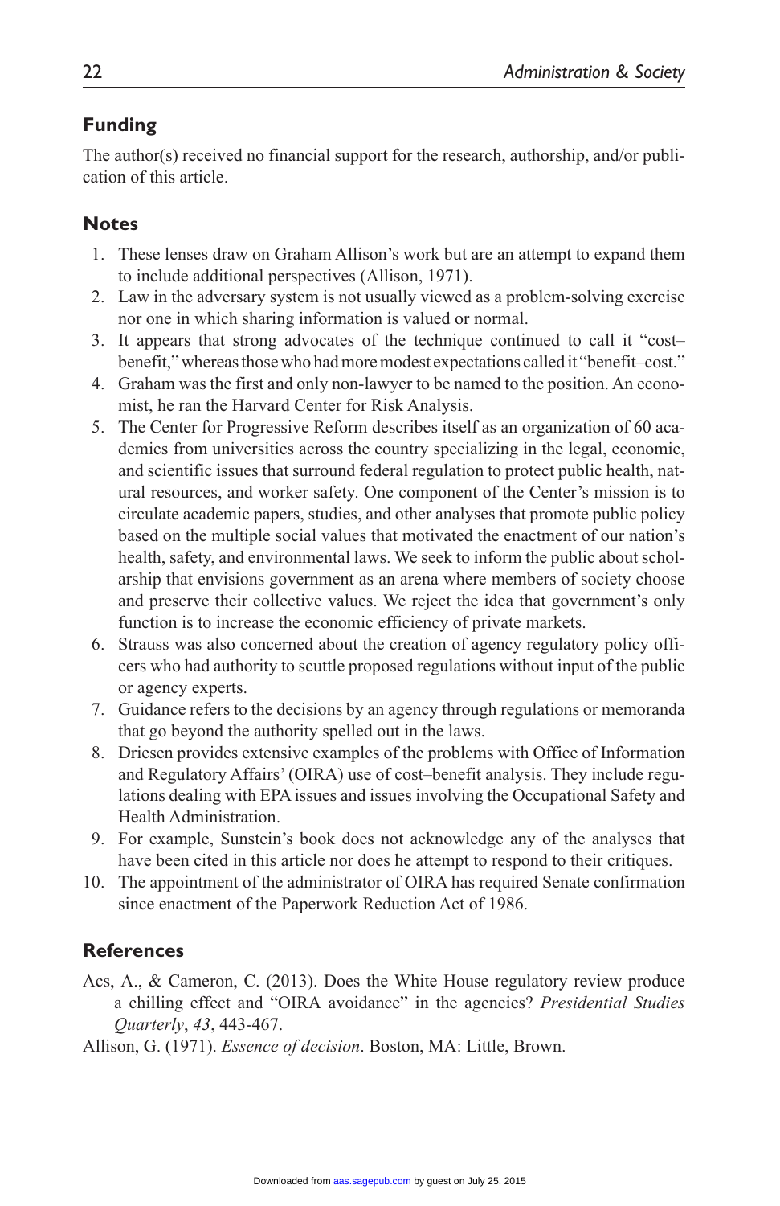## Funding

The author(s) received no financial support for the research, authorship, and/or publication of this article.

## Notes

1. These lenses draw on Graham Allison's work but are an attempt to expand them to include additional perspectives (Allison, 1971).
2. Law in the adversary system is not usually viewed as a problem-solving exercise nor one in which sharing information is valued or normal.
3. It appears that strong advocates of the technique continued to call it "cost–benefit," whereas those who had more modest expectations called it "benefit–cost."
4. Graham was the first and only non-lawyer to be named to the position. An economist, he ran the Harvard Center for Risk Analysis.
5. The Center for Progressive Reform describes itself as an organization of 60 academics from universities across the country specializing in the legal, economic, and scientific issues that surround federal regulation to protect public health, natural resources, and worker safety. One component of the Center's mission is to circulate academic papers, studies, and other analyses that promote public policy based on the multiple social values that motivated the enactment of our nation's health, safety, and environmental laws. We seek to inform the public about scholarship that envisions government as an arena where members of society choose and preserve their collective values. We reject the idea that government's only function is to increase the economic efficiency of private markets.
6. Strauss was also concerned about the creation of agency regulatory policy officers who had authority to scuttle proposed regulations without input of the public or agency experts.
7. Guidance refers to the decisions by an agency through regulations or memoranda that go beyond the authority spelled out in the laws.
8. Driesen provides extensive examples of the problems with Office of Information and Regulatory Affairs' (OIRA) use of cost–benefit analysis. They include regulations dealing with EPA issues and issues involving the Occupational Safety and Health Administration.
9. For example, Sunstein's book does not acknowledge any of the analyses that have been cited in this article nor does he attempt to respond to their critiques.
10. The appointment of the administrator of OIRA has required Senate confirmation since enactment of the Paperwork Reduction Act of 1986.

## References

Acs, A., & Cameron, C. (2013). Does the White House regulatory review produce a chilling effect and "OIRA avoidance" in the agencies? *Presidential Studies Quarterly*, *43*, 443-467.

Allison, G. (1971). *Essence of decision*. Boston, MA: Little, Brown.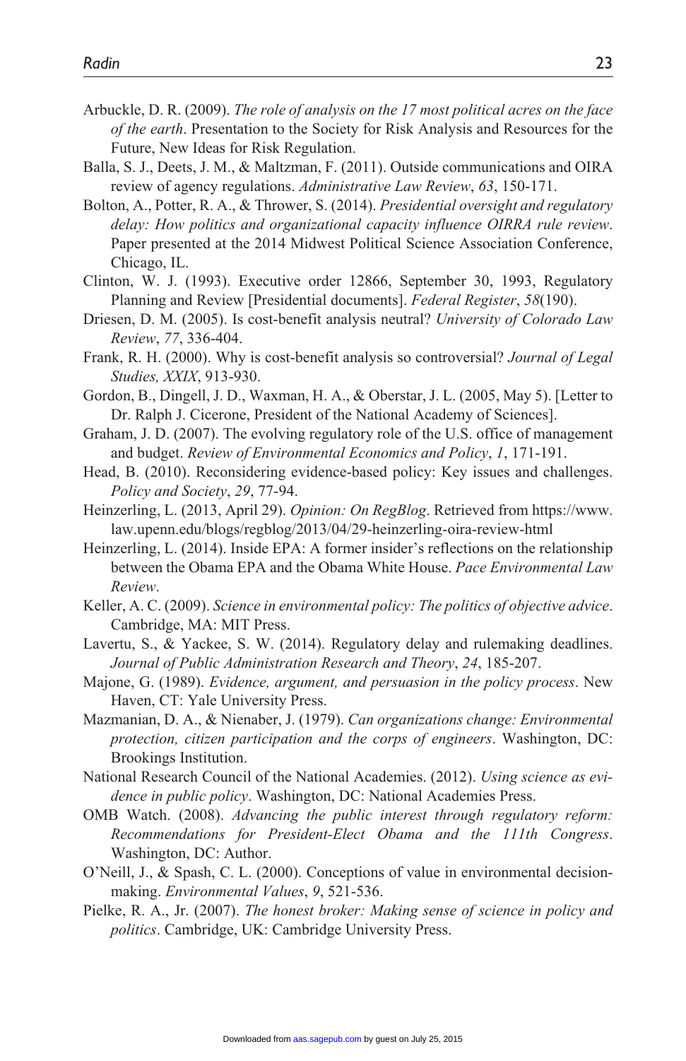Arbuckle, D. R. (2009). *The role of analysis on the 17 most political acres on the face of the earth*. Presentation to the Society for Risk Analysis and Resources for the Future, New Ideas for Risk Regulation.

Balla, S. J., Deets, J. M., & Maltzman, F. (2011). Outside communications and OIRA review of agency regulations. *Administrative Law Review*, *63*, 150-171.

Bolton, A., Potter, R. A., & Thrower, S. (2014). *Presidential oversight and regulatory delay: How politics and organizational capacity influence OIRRA rule review*. Paper presented at the 2014 Midwest Political Science Association Conference, Chicago, IL.

Clinton, W. J. (1993). Executive order 12866, September 30, 1993, Regulatory Planning and Review [Presidential documents]. *Federal Register*, *58*(190).

Driesen, D. M. (2005). Is cost-benefit analysis neutral? *University of Colorado Law Review*, *77*, 336-404.

Frank, R. H. (2000). Why is cost-benefit analysis so controversial? *Journal of Legal Studies, XXIX*, 913-930.

Gordon, B., Dingell, J. D., Waxman, H. A., & Oberstar, J. L. (2005, May 5). [Letter to Dr. Ralph J. Cicerone, President of the National Academy of Sciences].

Graham, J. D. (2007). The evolving regulatory role of the U.S. office of management and budget. *Review of Environmental Economics and Policy*, *1*, 171-191.

Head, B. (2010). Reconsidering evidence-based policy: Key issues and challenges. *Policy and Society*, *29*, 77-94.

Heinzerling, L. (2013, April 29). *Opinion: On RegBlog*. Retrieved from https://www.law.upenn.edu/blogs/regblog/2013/04/29-heinzerling-oira-review-html

Heinzerling, L. (2014). Inside EPA: A former insider's reflections on the relationship between the Obama EPA and the Obama White House. *Pace Environmental Law Review*.

Keller, A. C. (2009). *Science in environmental policy: The politics of objective advice*. Cambridge, MA: MIT Press.

Lavertu, S., & Yackee, S. W. (2014). Regulatory delay and rulemaking deadlines. *Journal of Public Administration Research and Theory*, *24*, 185-207.

Majone, G. (1989). *Evidence, argument, and persuasion in the policy process*. New Haven, CT: Yale University Press.

Mazmanian, D. A., & Nienaber, J. (1979). *Can organizations change: Environmental protection, citizen participation and the corps of engineers*. Washington, DC: Brookings Institution.

National Research Council of the National Academies. (2012). *Using science as evidence in public policy*. Washington, DC: National Academies Press.

OMB Watch. (2008). *Advancing the public interest through regulatory reform: Recommendations for President-Elect Obama and the 111th Congress*. Washington, DC: Author.

O'Neill, J., & Spash, C. L. (2000). Conceptions of value in environmental decision-making. *Environmental Values*, *9*, 521-536.

Pielke, R. A., Jr. (2007). *The honest broker: Making sense of science in policy and politics*. Cambridge, UK: Cambridge University Press.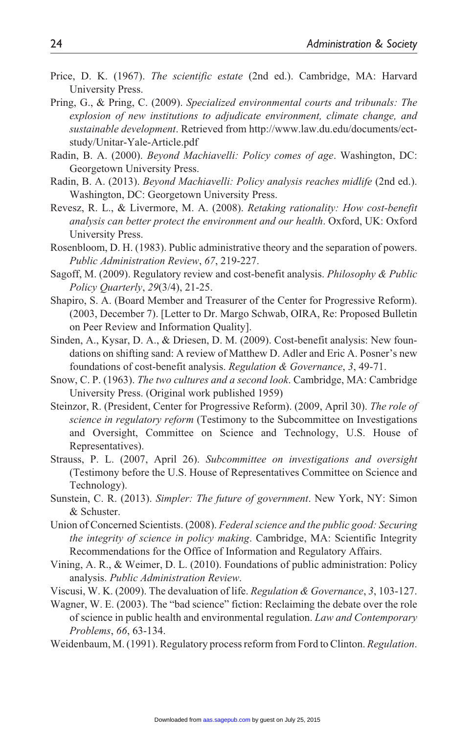Price, D. K. (1967). *The scientific estate* (2nd ed.). Cambridge, MA: Harvard University Press.

Pring, G., & Pring, C. (2009). *Specialized environmental courts and tribunals: The explosion of new institutions to adjudicate environment, climate change, and sustainable development*. Retrieved from http://www.law.du.edu/documents/ect-study/Unitar-Yale-Article.pdf

Radin, B. A. (2000). *Beyond Machiavelli: Policy comes of age*. Washington, DC: Georgetown University Press.

Radin, B. A. (2013). *Beyond Machiavelli: Policy analysis reaches midlife* (2nd ed.). Washington, DC: Georgetown University Press.

Revesz, R. L., & Livermore, M. A. (2008). *Retaking rationality: How cost-benefit analysis can better protect the environment and our health*. Oxford, UK: Oxford University Press.

Rosenbloom, D. H. (1983). Public administrative theory and the separation of powers. *Public Administration Review*, *67*, 219-227.

Sagoff, M. (2009). Regulatory review and cost-benefit analysis. *Philosophy & Public Policy Quarterly*, *29*(3/4), 21-25.

Shapiro, S. A. (Board Member and Treasurer of the Center for Progressive Reform). (2003, December 7). [Letter to Dr. Margo Schwab, OIRA, Re: Proposed Bulletin on Peer Review and Information Quality].

Sinden, A., Kysar, D. A., & Driesen, D. M. (2009). Cost-benefit analysis: New foundations on shifting sand: A review of Matthew D. Adler and Eric A. Posner's new foundations of cost-benefit analysis. *Regulation & Governance*, *3*, 49-71.

Snow, C. P. (1963). *The two cultures and a second look*. Cambridge, MA: Cambridge University Press. (Original work published 1959)

Steinzor, R. (President, Center for Progressive Reform). (2009, April 30). *The role of science in regulatory reform* (Testimony to the Subcommittee on Investigations and Oversight, Committee on Science and Technology, U.S. House of Representatives).

Strauss, P. L. (2007, April 26). *Subcommittee on investigations and oversight* (Testimony before the U.S. House of Representatives Committee on Science and Technology).

Sunstein, C. R. (2013). *Simpler: The future of government*. New York, NY: Simon & Schuster.

Union of Concerned Scientists. (2008). *Federal science and the public good: Securing the integrity of science in policy making*. Cambridge, MA: Scientific Integrity Recommendations for the Office of Information and Regulatory Affairs.

Vining, A. R., & Weimer, D. L. (2010). Foundations of public administration: Policy analysis. *Public Administration Review*.

Viscusi, W. K. (2009). The devaluation of life. *Regulation & Governance*, *3*, 103-127.

Wagner, W. E. (2003). The "bad science" fiction: Reclaiming the debate over the role of science in public health and environmental regulation. *Law and Contemporary Problems*, *66*, 63-134.

Weidenbaum, M. (1991). Regulatory process reform from Ford to Clinton. *Regulation*.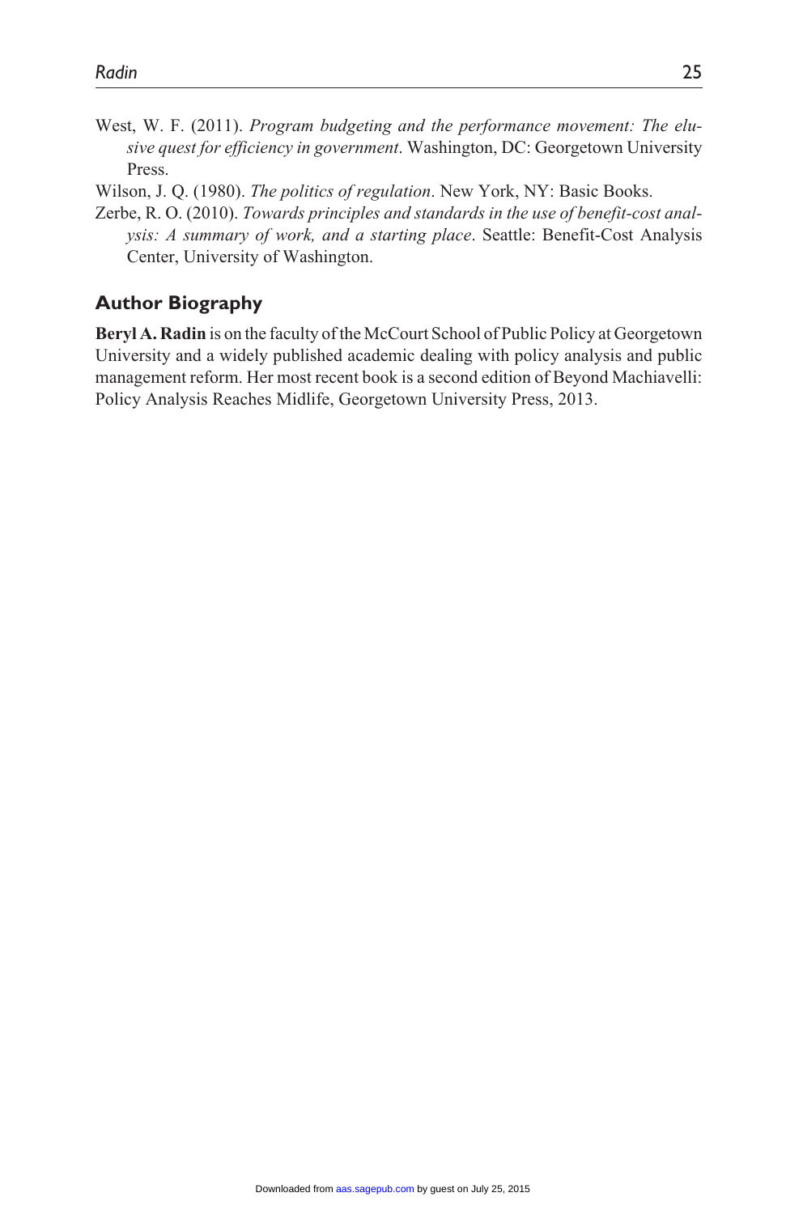West, W. F. (2011). *Program budgeting and the performance movement: The elusive quest for efficiency in government*. Washington, DC: Georgetown University Press.

Wilson, J. Q. (1980). *The politics of regulation*. New York, NY: Basic Books.

Zerbe, R. O. (2010). *Towards principles and standards in the use of benefit-cost analysis: A summary of work, and a starting place*. Seattle: Benefit-Cost Analysis Center, University of Washington.

## Author Biography

**Beryl A. Radin** is on the faculty of the McCourt School of Public Policy at Georgetown University and a widely published academic dealing with policy analysis and public management reform. Her most recent book is a second edition of Beyond Machiavelli: Policy Analysis Reaches Midlife, Georgetown University Press, 2013.